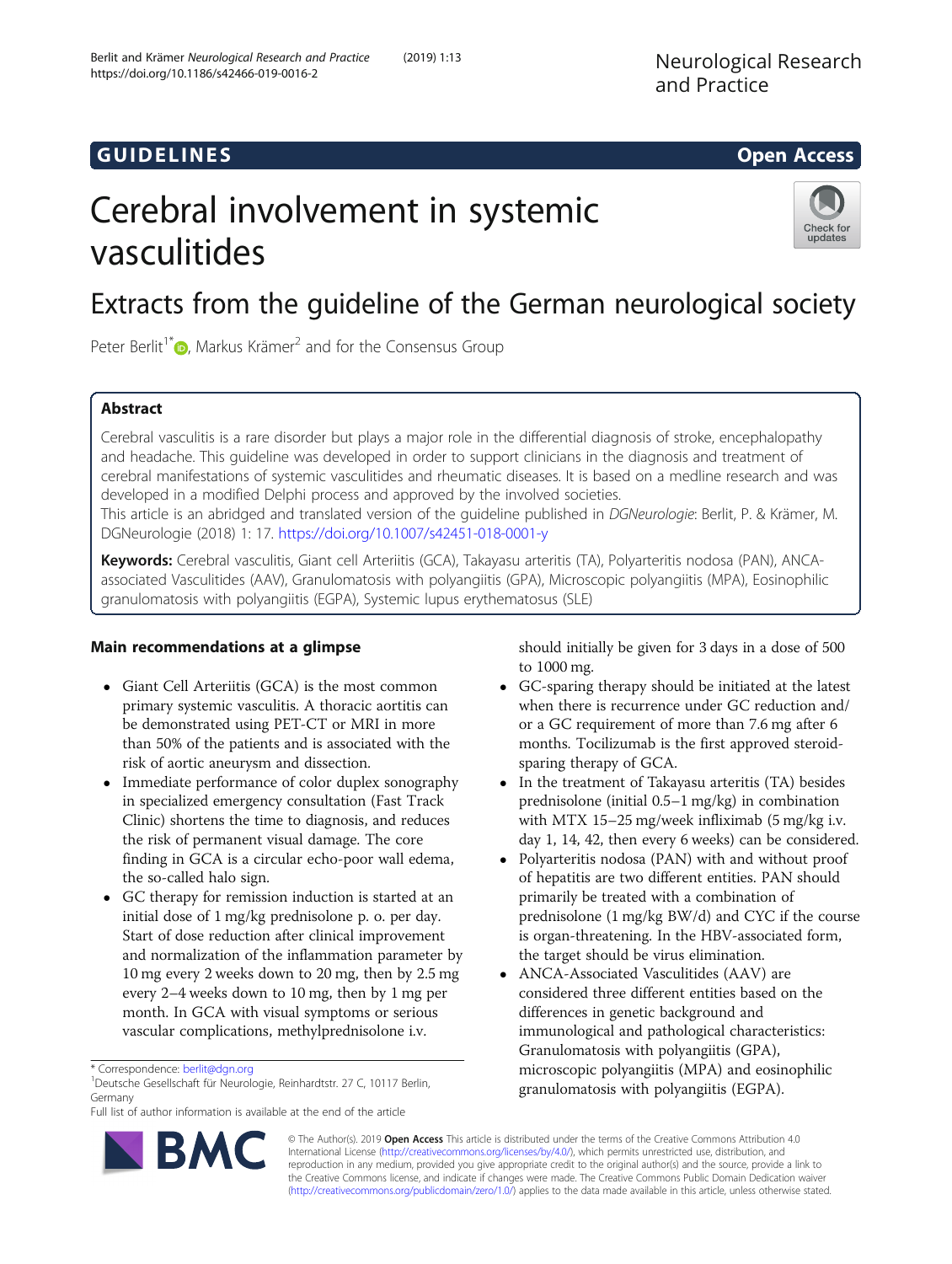GUIDELINES

Open Access

# Cerebral involvement in systemic vasculitides

## Extracts from the guideline of the German neurological society

Peter Berlit[1*], Markus Krämer[2] and for the Consensus Group

## Abstract

Cerebral vasculitis is a rare disorder but plays a major role in the differential diagnosis of stroke, encephalopathy and headache. This guideline was developed in order to support clinicians in the diagnosis and treatment of cerebral manifestations of systemic vasculitides and rheumatic diseases. It is based on a medline research and was developed in a modified Delphi process and approved by the involved societies.

This article is an abridged and translated version of the guideline published in *DGNeurologie*: Berlit, P. & Krämer, M. DGNeurologie (2018) 1: 17. https://doi.org/10.1007/s42451-018-0001-y

**Keywords:** Cerebral vasculitis, Giant cell Arteriitis (GCA), Takayasu arteritis (TA), Polyarteritis nodosa (PAN), ANCA-associated Vasculitides (AAV), Granulomatosis with polyangiitis (GPA), Microscopic polyangiitis (MPA), Eosinophilic granulomatosis with polyangiitis (EGPA), Systemic lupus erythematosus (SLE)

## Main recommendations at a glimpse

- Giant Cell Arteriitis (GCA) is the most common primary systemic vasculitis. A thoracic aortitis can be demonstrated using PET-CT or MRI in more than 50% of the patients and is associated with the risk of aortic aneurysm and dissection.
- Immediate performance of color duplex sonography in specialized emergency consultation (Fast Track Clinic) shortens the time to diagnosis, and reduces the risk of permanent visual damage. The core finding in GCA is a circular echo-poor wall edema, the so-called halo sign.
- GC therapy for remission induction is started at an initial dose of 1 mg/kg prednisolone p. o. per day. Start of dose reduction after clinical improvement and normalization of the inflammation parameter by 10 mg every 2 weeks down to 20 mg, then by 2.5 mg every 2–4 weeks down to 10 mg, then by 1 mg per month. In GCA with visual symptoms or serious vascular complications, methylprednisolone i.v. should initially be given for 3 days in a dose of 500 to 1000 mg.
- GC-sparing therapy should be initiated at the latest when there is recurrence under GC reduction and/or a GC requirement of more than 7.6 mg after 6 months. Tocilizumab is the first approved steroid-sparing therapy of GCA.
- In the treatment of Takayasu arteritis (TA) besides prednisolone (initial 0.5–1 mg/kg) in combination with MTX 15–25 mg/week infliximab (5 mg/kg i.v. day 1, 14, 42, then every 6 weeks) can be considered.
- Polyarteritis nodosa (PAN) with and without proof of hepatitis are two different entities. PAN should primarily be treated with a combination of prednisolone (1 mg/kg BW/d) and CYC if the course is organ-threatening. In the HBV-associated form, the target should be virus elimination.
- ANCA-Associated Vasculitides (AAV) are considered three different entities based on the differences in genetic background and immunological and pathological characteristics: Granulomatosis with polyangiitis (GPA), microscopic polyangiitis (MPA) and eosinophilic granulomatosis with polyangiitis (EGPA).

\* Correspondence: berlit@dgn.org

[1]Deutsche Gesellschaft für Neurologie, Reinhardtstr. 27 C, 10117 Berlin, Germany

Full list of author information is available at the end of the article

© The Author(s). 2019 **Open Access** This article is distributed under the terms of the Creative Commons Attribution 4.0 International License (http://creativecommons.org/licenses/by/4.0/), which permits unrestricted use, distribution, and reproduction in any medium, provided you give appropriate credit to the original author(s) and the source, provide a link to the Creative Commons license, and indicate if changes were made. The Creative Commons Public Domain Dedication waiver (http://creativecommons.org/publicdomain/zero/1.0/) applies to the data made available in this article, unless otherwise stated.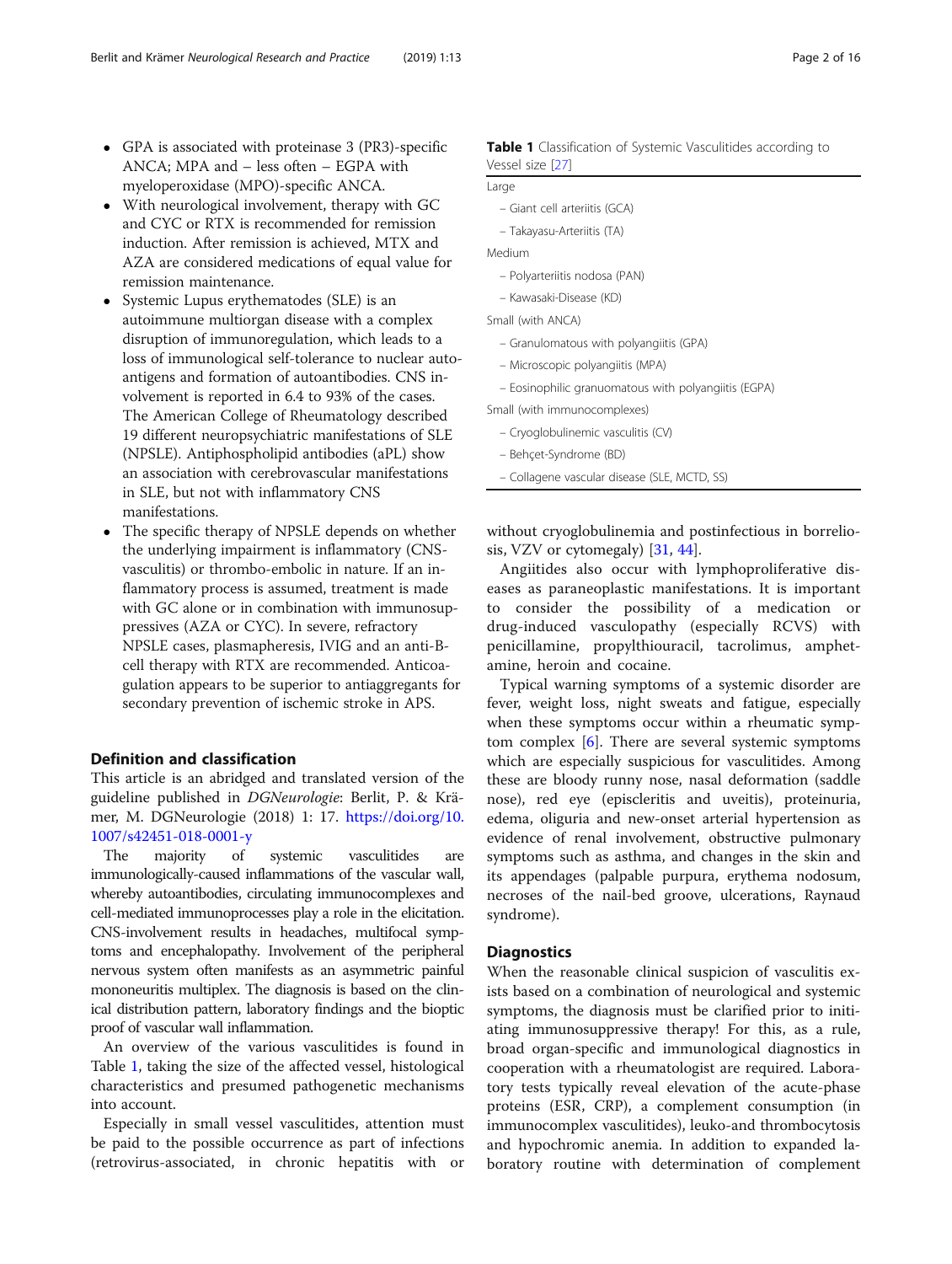- GPA is associated with proteinase 3 (PR3)-specific ANCA; MPA and – less often – EGPA with myeloperoxidase (MPO)-specific ANCA.
- With neurological involvement, therapy with GC and CYC or RTX is recommended for remission induction. After remission is achieved, MTX and AZA are considered medications of equal value for remission maintenance.
- Systemic Lupus erythematodes (SLE) is an autoimmune multiorgan disease with a complex disruption of immunoregulation, which leads to a loss of immunological self-tolerance to nuclear auto-antigens and formation of autoantibodies. CNS involvement is reported in 6.4 to 93% of the cases. The American College of Rheumatology described 19 different neuropsychiatric manifestations of SLE (NPSLE). Antiphospholipid antibodies (aPL) show an association with cerebrovascular manifestations in SLE, but not with inflammatory CNS manifestations.
- The specific therapy of NPSLE depends on whether the underlying impairment is inflammatory (CNS-vasculitis) or thrombo-embolic in nature. If an inflammatory process is assumed, treatment is made with GC alone or in combination with immunosuppressives (AZA or CYC). In severe, refractory NPSLE cases, plasmapheresis, IVIG and an anti-B-cell therapy with RTX are recommended. Anticoagulation appears to be superior to antiaggregants for secondary prevention of ischemic stroke in APS.

## Definition and classification

This article is an abridged and translated version of the guideline published in *DGNeurologie*: Berlit, P. & Krämer, M. DGNeurologie (2018) 1: 17. https://doi.org/10.1007/s42451-018-0001-y

The majority of systemic vasculitides are immunologically-caused inflammations of the vascular wall, whereby autoantibodies, circulating immunocomplexes and cell-mediated immunoprocesses play a role in the elicitation. CNS-involvement results in headaches, multifocal symptoms and encephalopathy. Involvement of the peripheral nervous system often manifests as an asymmetric painful mononeuritis multiplex. The diagnosis is based on the clinical distribution pattern, laboratory findings and the bioptic proof of vascular wall inflammation.

An overview of the various vasculitides is found in Table 1, taking the size of the affected vessel, histological characteristics and presumed pathogenetic mechanisms into account.

**Table 1** Classification of Systemic Vasculitides according to Vessel size [27]

| |
|---|
| Large |
| – Giant cell arteriitis (GCA) |
| – Takayasu-Arteriitis (TA) |
| Medium |
| – Polyarteriitis nodosa (PAN) |
| – Kawasaki-Disease (KD) |
| Small (with ANCA) |
| – Granulomatous with polyangiitis (GPA) |
| – Microscopic polyangiitis (MPA) |
| – Eosinophilic granuomatous with polyangiitis (EGPA) |
| Small (with immunocomplexes) |
| – Cryoglobulinemic vasculitis (CV) |
| – Behçet-Syndrome (BD) |
| – Collagene vascular disease (SLE, MCTD, SS) |

Especially in small vessel vasculitides, attention must be paid to the possible occurrence as part of infections (retrovirus-associated, in chronic hepatitis with or without cryoglobulinemia and postinfectious in borreliosis, VZV or cytomegaly) [31, 44].

Angiitides also occur with lymphoproliferative diseases as paraneoplastic manifestations. It is important to consider the possibility of a medication or drug-induced vasculopathy (especially RCVS) with penicillamine, propylthiouracil, tacrolimus, amphetamine, heroin and cocaine.

Typical warning symptoms of a systemic disorder are fever, weight loss, night sweats and fatigue, especially when these symptoms occur within a rheumatic symptom complex [6]. There are several systemic symptoms which are especially suspicious for vasculitides. Among these are bloody runny nose, nasal deformation (saddle nose), red eye (episcleritis and uveitis), proteinuria, edema, oliguria and new-onset arterial hypertension as evidence of renal involvement, obstructive pulmonary symptoms such as asthma, and changes in the skin and its appendages (palpable purpura, erythema nodosum, necroses of the nail-bed groove, ulcerations, Raynaud syndrome).

## Diagnostics

When the reasonable clinical suspicion of vasculitis exists based on a combination of neurological and systemic symptoms, the diagnosis must be clarified prior to initiating immunosuppressive therapy! For this, as a rule, broad organ-specific and immunological diagnostics in cooperation with a rheumatologist are required. Laboratory tests typically reveal elevation of the acute-phase proteins (ESR, CRP), a complement consumption (in immunocomplex vasculitides), leuko-and thrombocytosis and hypochromic anemia. In addition to expanded laboratory routine with determination of complement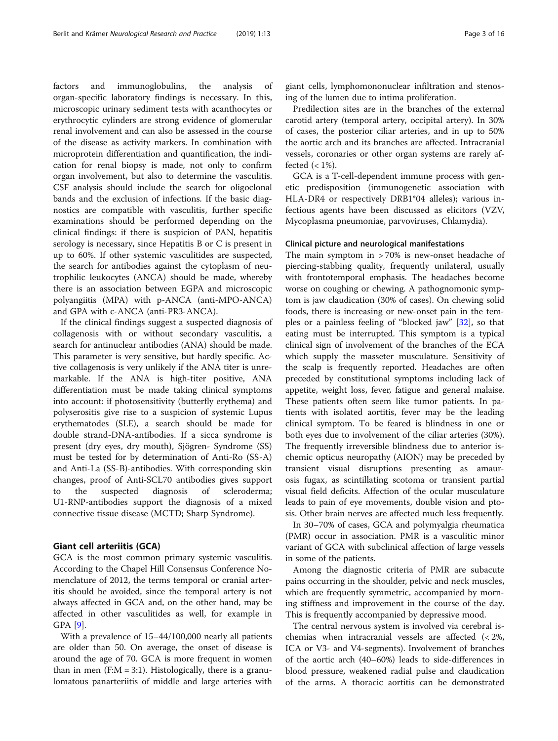factors and immunoglobulins, the analysis of organ-specific laboratory findings is necessary. In this, microscopic urinary sediment tests with acanthocytes or erythrocytic cylinders are strong evidence of glomerular renal involvement and can also be assessed in the course of the disease as activity markers. In combination with microprotein differentiation and quantification, the indication for renal biopsy is made, not only to confirm organ involvement, but also to determine the vasculitis. CSF analysis should include the search for oligoclonal bands and the exclusion of infections. If the basic diagnostics are compatible with vasculitis, further specific examinations should be performed depending on the clinical findings: if there is suspicion of PAN, hepatitis serology is necessary, since Hepatitis B or C is present in up to 60%. If other systemic vasculitides are suspected, the search for antibodies against the cytoplasm of neutrophilic leukocytes (ANCA) should be made, whereby there is an association between EGPA and microscopic polyangiitis (MPA) with p-ANCA (anti-MPO-ANCA) and GPA with c-ANCA (anti-PR3-ANCA).

If the clinical findings suggest a suspected diagnosis of collagenosis with or without secondary vasculitis, a search for antinuclear antibodies (ANA) should be made. This parameter is very sensitive, but hardly specific. Active collagenosis is very unlikely if the ANA titer is unremarkable. If the ANA is high-titer positive, ANA differentiation must be made taking clinical symptoms into account: if photosensitivity (butterfly erythema) and polyserositis give rise to a suspicion of systemic Lupus erythematodes (SLE), a search should be made for double strand-DNA-antibodies. If a sicca syndrome is present (dry eyes, dry mouth), Sjögren- Syndrome (SS) must be tested for by determination of Anti-Ro (SS-A) and Anti-La (SS-B)-antibodies. With corresponding skin changes, proof of Anti-SCL70 antibodies gives support to the suspected diagnosis of scleroderma; U1-RNP-antibodies support the diagnosis of a mixed connective tissue disease (MCTD; Sharp Syndrome).

## Giant cell arteriitis (GCA)

GCA is the most common primary systemic vasculitis. According to the Chapel Hill Consensus Conference Nomenclature of 2012, the terms temporal or cranial arteritis should be avoided, since the temporal artery is not always affected in GCA and, on the other hand, may be affected in other vasculitides as well, for example in GPA [9].

With a prevalence of 15–44/100,000 nearly all patients are older than 50. On average, the onset of disease is around the age of 70. GCA is more frequent in women than in men (F:M = 3:1). Histologically, there is a granulomatous panarteriitis of middle and large arteries with giant cells, lymphomononuclear infiltration and stenosing of the lumen due to intima proliferation.

Predilection sites are in the branches of the external carotid artery (temporal artery, occipital artery). In 30% of cases, the posterior ciliar arteries, and in up to 50% the aortic arch and its branches are affected. Intracranial vessels, coronaries or other organ systems are rarely affected (< 1%).

GCA is a T-cell-dependent immune process with genetic predisposition (immunogenetic association with HLA-DR4 or respectively DRB1*04 alleles); various infectious agents have been discussed as elicitors (VZV, Mycoplasma pneumoniae, parvoviruses, Chlamydia).

### Clinical picture and neurological manifestations

The main symptom in > 70% is new-onset headache of piercing-stabbing quality, frequently unilateral, usually with frontotemporal emphasis. The headaches become worse on coughing or chewing. A pathognomonic symptom is jaw claudication (30% of cases). On chewing solid foods, there is increasing or new-onset pain in the temples or a painless feeling of "blocked jaw" [32], so that eating must be interrupted. This symptom is a typical clinical sign of involvement of the branches of the ECA which supply the masseter musculature. Sensitivity of the scalp is frequently reported. Headaches are often preceded by constitutional symptoms including lack of appetite, weight loss, fever, fatigue and general malaise. These patients often seem like tumor patients. In patients with isolated aortitis, fever may be the leading clinical symptom. To be feared is blindness in one or both eyes due to involvement of the ciliar arteries (30%). The frequently irreversible blindness due to anterior ischemic opticus neuropathy (AION) may be preceded by transient visual disruptions presenting as amaurosis fugax, as scintillating scotoma or transient partial visual field deficits. Affection of the ocular musculature leads to pain of eye movements, double vision and ptosis. Other brain nerves are affected much less frequently.

In 30–70% of cases, GCA and polymyalgia rheumatica (PMR) occur in association. PMR is a vasculitic minor variant of GCA with subclinical affection of large vessels in some of the patients.

Among the diagnostic criteria of PMR are subacute pains occurring in the shoulder, pelvic and neck muscles, which are frequently symmetric, accompanied by morning stiffness and improvement in the course of the day. This is frequently accompanied by depressive mood.

The central nervous system is involved via cerebral ischemias when intracranial vessels are affected (< 2%, ICA or V3- and V4-segments). Involvement of branches of the aortic arch (40–60%) leads to side-differences in blood pressure, weakened radial pulse and claudication of the arms. A thoracic aortitis can be demonstrated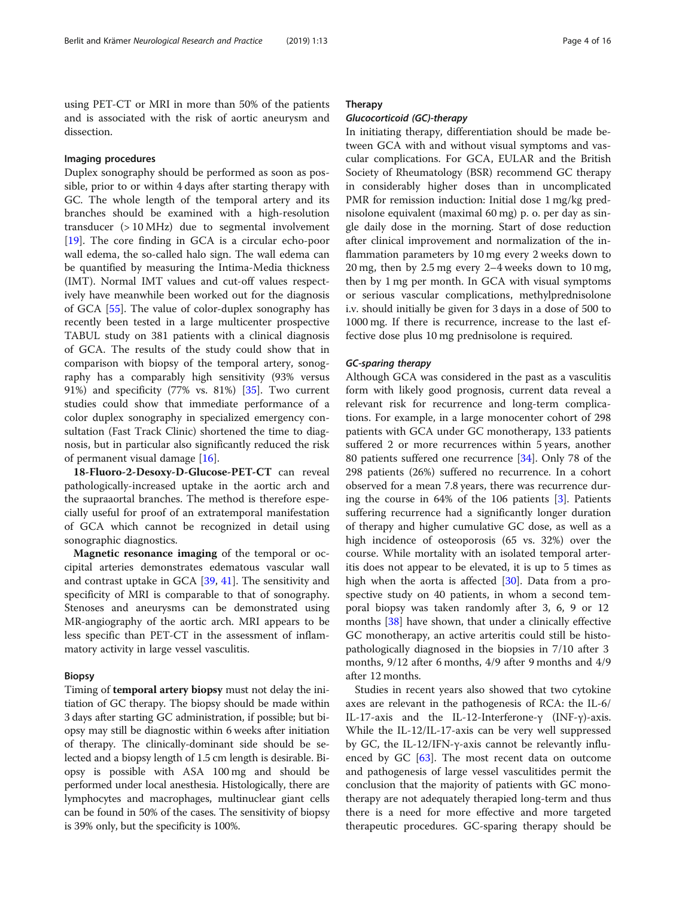using PET-CT or MRI in more than 50% of the patients and is associated with the risk of aortic aneurysm and dissection.

### Imaging procedures

Duplex sonography should be performed as soon as possible, prior to or within 4 days after starting therapy with GC. The whole length of the temporal artery and its branches should be examined with a high-resolution transducer (> 10 MHz) due to segmental involvement [19]. The core finding in GCA is a circular echo-poor wall edema, the so-called halo sign. The wall edema can be quantified by measuring the Intima-Media thickness (IMT). Normal IMT values and cut-off values respectively have meanwhile been worked out for the diagnosis of GCA [55]. The value of color-duplex sonography has recently been tested in a large multicenter prospective TABUL study on 381 patients with a clinical diagnosis of GCA. The results of the study could show that in comparison with biopsy of the temporal artery, sonography has a comparably high sensitivity (93% versus 91%) and specificity (77% vs. 81%) [35]. Two current studies could show that immediate performance of a color duplex sonography in specialized emergency consultation (Fast Track Clinic) shortened the time to diagnosis, but in particular also significantly reduced the risk of permanent visual damage [16].

**18-Fluoro-2-Desoxy-D-Glucose-PET-CT** can reveal pathologically-increased uptake in the aortic arch and the supraaortal branches. The method is therefore especially useful for proof of an extratemporal manifestation of GCA which cannot be recognized in detail using sonographic diagnostics.

**Magnetic resonance imaging** of the temporal or occipital arteries demonstrates edematous vascular wall and contrast uptake in GCA [39, 41]. The sensitivity and specificity of MRI is comparable to that of sonography. Stenoses and aneurysms can be demonstrated using MR-angiography of the aortic arch. MRI appears to be less specific than PET-CT in the assessment of inflammatory activity in large vessel vasculitis.

### Biopsy

Timing of **temporal artery biopsy** must not delay the initiation of GC therapy. The biopsy should be made within 3 days after starting GC administration, if possible; but biopsy may still be diagnostic within 6 weeks after initiation of therapy. The clinically-dominant side should be selected and a biopsy length of 1.5 cm length is desirable. Biopsy is possible with ASA 100 mg and should be performed under local anesthesia. Histologically, there are lymphocytes and macrophages, multinuclear giant cells can be found in 50% of the cases. The sensitivity of biopsy is 39% only, but the specificity is 100%.

### Therapy

#### *Glucocorticoid (GC)-therapy*

In initiating therapy, differentiation should be made between GCA with and without visual symptoms and vascular complications. For GCA, EULAR and the British Society of Rheumatology (BSR) recommend GC therapy in considerably higher doses than in uncomplicated PMR for remission induction: Initial dose 1 mg/kg prednisolone equivalent (maximal 60 mg) p. o. per day as single daily dose in the morning. Start of dose reduction after clinical improvement and normalization of the inflammation parameters by 10 mg every 2 weeks down to 20 mg, then by 2.5 mg every 2–4 weeks down to 10 mg, then by 1 mg per month. In GCA with visual symptoms or serious vascular complications, methylprednisolone i.v. should initially be given for 3 days in a dose of 500 to 1000 mg. If there is recurrence, increase to the last effective dose plus 10 mg prednisolone is required.

#### *GC-sparing therapy*

Although GCA was considered in the past as a vasculitis form with likely good prognosis, current data reveal a relevant risk for recurrence and long-term complications. For example, in a large monocenter cohort of 298 patients with GCA under GC monotherapy, 133 patients suffered 2 or more recurrences within 5 years, another 80 patients suffered one recurrence [34]. Only 78 of the 298 patients (26%) suffered no recurrence. In a cohort observed for a mean 7.8 years, there was recurrence during the course in 64% of the 106 patients [3]. Patients suffering recurrence had a significantly longer duration of therapy and higher cumulative GC dose, as well as a high incidence of osteoporosis (65 vs. 32%) over the course. While mortality with an isolated temporal arteritis does not appear to be elevated, it is up to 5 times as high when the aorta is affected [30]. Data from a prospective study on 40 patients, in whom a second temporal biopsy was taken randomly after 3, 6, 9 or 12 months [38] have shown, that under a clinically effective GC monotherapy, an active arteritis could still be histopathologically diagnosed in the biopsies in 7/10 after 3 months, 9/12 after 6 months, 4/9 after 9 months and 4/9 after 12 months.

Studies in recent years also showed that two cytokine axes are relevant in the pathogenesis of RCA: the IL-6/IL-17-axis and the IL-12-Interferone-γ (INF-γ)-axis. While the IL-12/IL-17-axis can be very well suppressed by GC, the IL-12/IFN-γ-axis cannot be relevantly influenced by GC [63]. The most recent data on outcome and pathogenesis of large vessel vasculitides permit the conclusion that the majority of patients with GC monotherapy are not adequately therapied long-term and thus there is a need for more effective and more targeted therapeutic procedures. GC-sparing therapy should be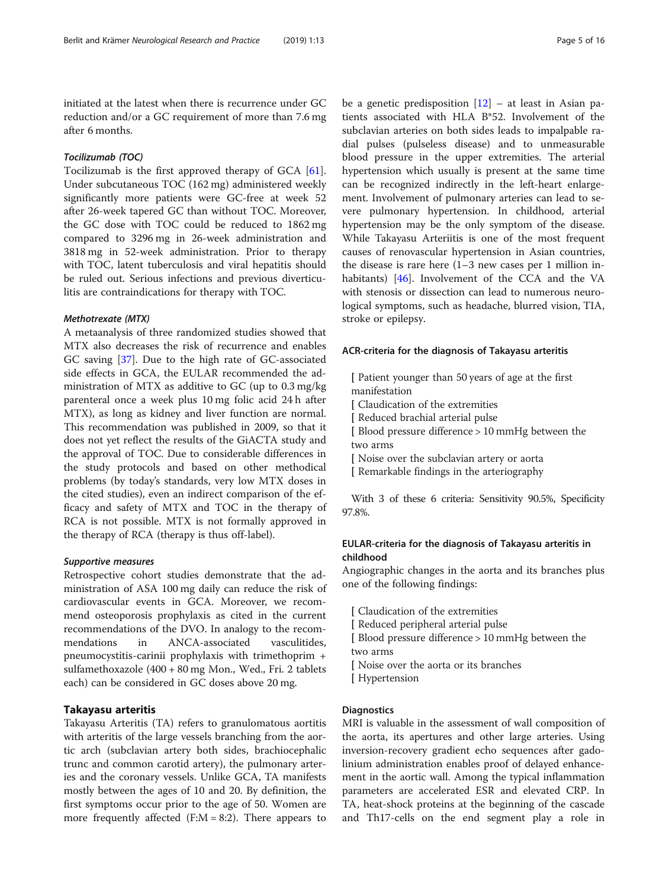initiated at the latest when there is recurrence under GC reduction and/or a GC requirement of more than 7.6 mg after 6 months.

#### *Tocilizumab (TOC)*

Tocilizumab is the first approved therapy of GCA [61]. Under subcutaneous TOC (162 mg) administered weekly significantly more patients were GC-free at week 52 after 26-week tapered GC than without TOC. Moreover, the GC dose with TOC could be reduced to 1862 mg compared to 3296 mg in 26-week administration and 3818 mg in 52-week administration. Prior to therapy with TOC, latent tuberculosis and viral hepatitis should be ruled out. Serious infections and previous diverticulitis are contraindications for therapy with TOC.

#### *Methotrexate (MTX)*

A metaanalysis of three randomized studies showed that MTX also decreases the risk of recurrence and enables GC saving [37]. Due to the high rate of GC-associated side effects in GCA, the EULAR recommended the administration of MTX as additive to GC (up to 0.3 mg/kg parenteral once a week plus 10 mg folic acid 24 h after MTX), as long as kidney and liver function are normal. This recommendation was published in 2009, so that it does not yet reflect the results of the GiACTA study and the approval of TOC. Due to considerable differences in the study protocols and based on other methodical problems (by today's standards, very low MTX doses in the cited studies), even an indirect comparison of the efficacy and safety of MTX and TOC in the therapy of RCA is not possible. MTX is not formally approved in the therapy of RCA (therapy is thus off-label).

#### *Supportive measures*

Retrospective cohort studies demonstrate that the administration of ASA 100 mg daily can reduce the risk of cardiovascular events in GCA. Moreover, we recommend osteoporosis prophylaxis as cited in the current recommendations of the DVO. In analogy to the recommendations in ANCA-associated vasculitides, pneumocystitis-carinii prophylaxis with trimethoprim + sulfamethoxazole (400 + 80 mg Mon., Wed., Fri. 2 tablets each) can be considered in GC doses above 20 mg.

## Takayasu arteritis

Takayasu Arteritis (TA) refers to granulomatous aortitis with arteritis of the large vessels branching from the aortic arch (subclavian artery both sides, brachiocephalic trunc and common carotid artery), the pulmonary arteries and the coronary vessels. Unlike GCA, TA manifests mostly between the ages of 10 and 20. By definition, the first symptoms occur prior to the age of 50. Women are more frequently affected (F:M = 8:2). There appears to be a genetic predisposition [12] – at least in Asian patients associated with HLA B*52. Involvement of the subclavian arteries on both sides leads to impalpable radial pulses (pulseless disease) and to unmeasurable blood pressure in the upper extremities. The arterial hypertension which usually is present at the same time can be recognized indirectly in the left-heart enlargement. Involvement of pulmonary arteries can lead to severe pulmonary hypertension. In childhood, arterial hypertension may be the only symptom of the disease. While Takayasu Arteriitis is one of the most frequent causes of renovascular hypertension in Asian countries, the disease is rare here (1–3 new cases per 1 million inhabitants) [46]. Involvement of the CCA and the VA with stenosis or dissection can lead to numerous neurological symptoms, such as headache, blurred vision, TIA, stroke or epilepsy.

### ACR-criteria for the diagnosis of Takayasu arteritis

- Patient younger than 50 years of age at the first manifestation
- Claudication of the extremities
- Reduced brachial arterial pulse
- Blood pressure difference > 10 mmHg between the two arms
- Noise over the subclavian artery or aorta
- Remarkable findings in the arteriography

With 3 of these 6 criteria: Sensitivity 90.5%, Specificity 97.8%.

### EULAR-criteria for the diagnosis of Takayasu arteritis in childhood

Angiographic changes in the aorta and its branches plus one of the following findings:

- Claudication of the extremities
- Reduced peripheral arterial pulse
- Blood pressure difference > 10 mmHg between the two arms
- Noise over the aorta or its branches
- Hypertension

### Diagnostics

MRI is valuable in the assessment of wall composition of the aorta, its apertures and other large arteries. Using inversion-recovery gradient echo sequences after gadolinium administration enables proof of delayed enhancement in the aortic wall. Among the typical inflammation parameters are accelerated ESR and elevated CRP. In TA, heat-shock proteins at the beginning of the cascade and Th17-cells on the end segment play a role in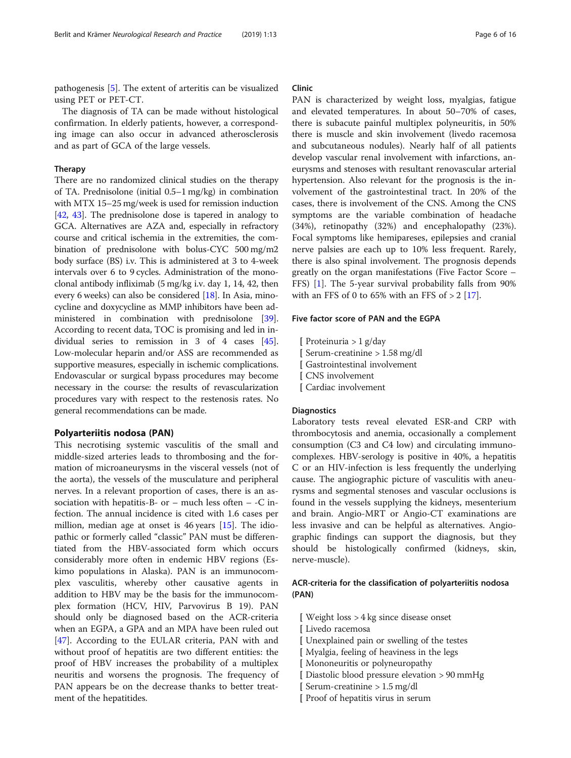pathogenesis [5]. The extent of arteritis can be visualized using PET or PET-CT.

The diagnosis of TA can be made without histological confirmation. In elderly patients, however, a corresponding image can also occur in advanced atherosclerosis and as part of GCA of the large vessels.

### Therapy

There are no randomized clinical studies on the therapy of TA. Prednisolone (initial 0.5–1 mg/kg) in combination with MTX 15–25 mg/week is used for remission induction [42, 43]. The prednisolone dose is tapered in analogy to GCA. Alternatives are AZA and, especially in refractory course and critical ischemia in the extremities, the combination of prednisolone with bolus-CYC 500 mg/m2 body surface (BS) i.v. This is administered at 3 to 4-week intervals over 6 to 9 cycles. Administration of the monoclonal antibody infliximab (5 mg/kg i.v. day 1, 14, 42, then every 6 weeks) can also be considered [18]. In Asia, minocycline and doxycycline as MMP inhibitors have been administered in combination with prednisolone [39]. According to recent data, TOC is promising and led in individual series to remission in 3 of 4 cases [45]. Low-molecular heparin and/or ASS are recommended as supportive measures, especially in ischemic complications. Endovascular or surgical bypass procedures may become necessary in the course: the results of revascularization procedures vary with respect to the restenosis rates. No general recommendations can be made.

## Polyarteriitis nodosa (PAN)

This necrotising systemic vasculitis of the small and middle-sized arteries leads to thrombosing and the formation of microaneurysms in the visceral vessels (not of the aorta), the vessels of the musculature and peripheral nerves. In a relevant proportion of cases, there is an association with hepatitis-B- or – much less often – -C infection. The annual incidence is cited with 1.6 cases per million, median age at onset is 46 years [15]. The idiopathic or formerly called "classic" PAN must be differentiated from the HBV-associated form which occurs considerably more often in endemic HBV regions (Eskimo populations in Alaska). PAN is an immunocomplex vasculitis, whereby other causative agents in addition to HBV may be the basis for the immunocomplex formation (HCV, HIV, Parvovirus B 19). PAN should only be diagnosed based on the ACR-criteria when an EGPA, a GPA and an MPA have been ruled out [47]. According to the EULAR criteria, PAN with and without proof of hepatitis are two different entities: the proof of HBV increases the probability of a multiplex neuritis and worsens the prognosis. The frequency of PAN appears be on the decrease thanks to better treatment of the hepatitides.

### Clinic

PAN is characterized by weight loss, myalgias, fatigue and elevated temperatures. In about 50–70% of cases, there is subacute painful multiplex polyneuritis, in 50% there is muscle and skin involvement (livedo racemosa and subcutaneous nodules). Nearly half of all patients develop vascular renal involvement with infarctions, aneurysms and stenoses with resultant renovascular arterial hypertension. Also relevant for the prognosis is the involvement of the gastrointestinal tract. In 20% of the cases, there is involvement of the CNS. Among the CNS symptoms are the variable combination of headache (34%), retinopathy (32%) and encephalopathy (23%). Focal symptoms like hemipareses, epilepsies and cranial nerve palsies are each up to 10% less frequent. Rarely, there is also spinal involvement. The prognosis depends greatly on the organ manifestations (Five Factor Score – FFS) [1]. The 5-year survival probability falls from 90% with an FFS of 0 to 65% with an FFS of > 2 [17].

### Five factor score of PAN and the EGPA

- Proteinuria > 1 g/day
- Serum-creatinine > 1.58 mg/dl
- Gastrointestinal involvement
- CNS involvement
- Cardiac involvement

### Diagnostics

Laboratory tests reveal elevated ESR-and CRP with thrombocytosis and anemia, occasionally a complement consumption (C3 and C4 low) and circulating immunocomplexes. HBV-serology is positive in 40%, a hepatitis C or an HIV-infection is less frequently the underlying cause. The angiographic picture of vasculitis with aneurysms and segmental stenoses and vascular occlusions is found in the vessels supplying the kidneys, mesenterium and brain. Angio-MRT or Angio-CT examinations are less invasive and can be helpful as alternatives. Angiographic findings can support the diagnosis, but they should be histologically confirmed (kidneys, skin, nerve-muscle).

### ACR-criteria for the classification of polyarteriitis nodosa (PAN)

- Weight loss > 4 kg since disease onset
- Livedo racemosa
- Unexplained pain or swelling of the testes
- Myalgia, feeling of heaviness in the legs
- Mononeuritis or polyneuropathy
- Diastolic blood pressure elevation > 90 mmHg
- Serum-creatinine > 1.5 mg/dl
- Proof of hepatitis virus in serum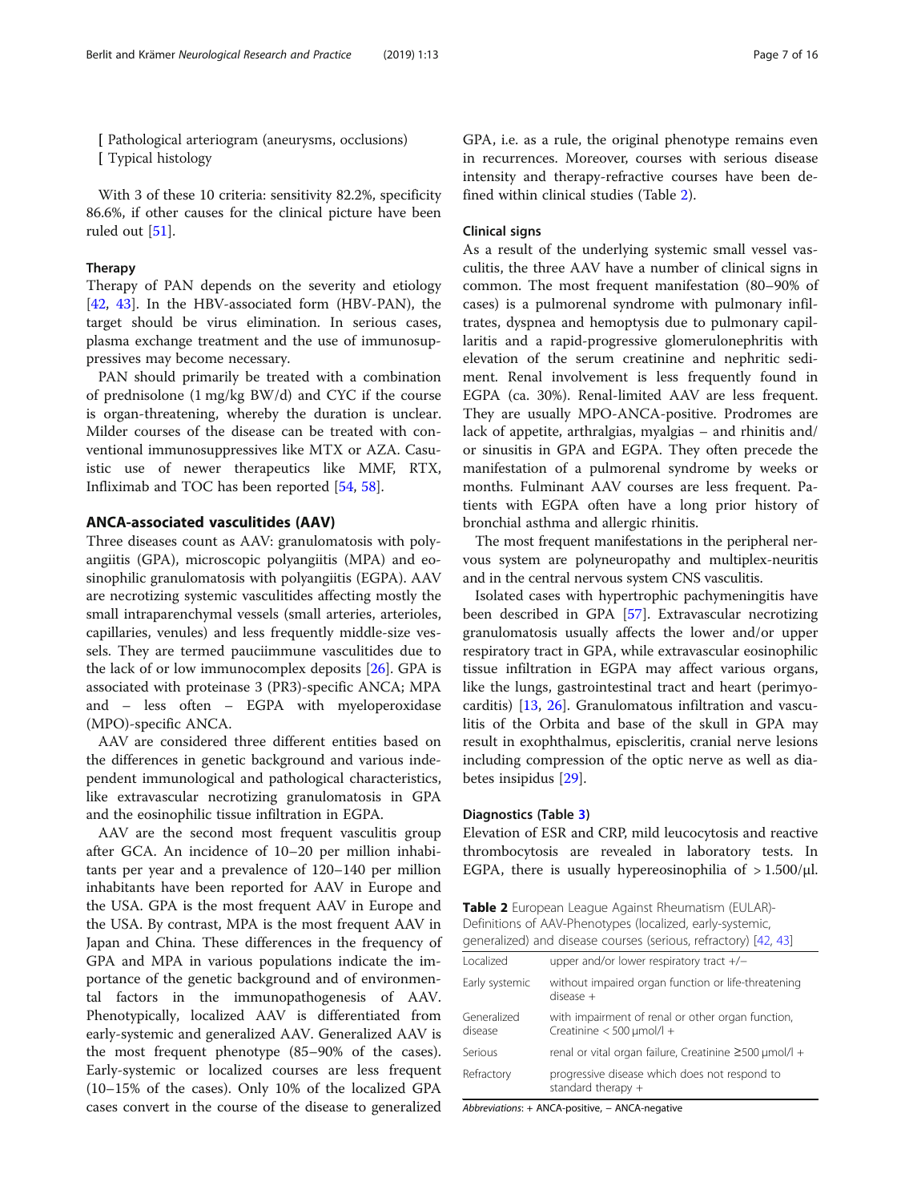- Pathological arteriogram (aneurysms, occlusions)
- Typical histology

With 3 of these 10 criteria: sensitivity 82.2%, specificity 86.6%, if other causes for the clinical picture have been ruled out [51].

### Therapy

Therapy of PAN depends on the severity and etiology [42, 43]. In the HBV-associated form (HBV-PAN), the target should be virus elimination. In serious cases, plasma exchange treatment and the use of immunosuppressives may become necessary.

PAN should primarily be treated with a combination of prednisolone (1 mg/kg BW/d) and CYC if the course is organ-threatening, whereby the duration is unclear. Milder courses of the disease can be treated with conventional immunosuppressives like MTX or AZA. Casuistic use of newer therapeutics like MMF, RTX, Infliximab and TOC has been reported [54, 58].

## ANCA-associated vasculitides (AAV)

Three diseases count as AAV: granulomatosis with polyangiitis (GPA), microscopic polyangiitis (MPA) and eosinophilic granulomatosis with polyangiitis (EGPA). AAV are necrotizing systemic vasculitides affecting mostly the small intraparenchymal vessels (small arteries, arterioles, capillaries, venules) and less frequently middle-size vessels. They are termed pauciimmune vasculitides due to the lack of or low immunocomplex deposits [26]. GPA is associated with proteinase 3 (PR3)-specific ANCA; MPA and – less often – EGPA with myeloperoxidase (MPO)-specific ANCA.

AAV are considered three different entities based on the differences in genetic background and various independent immunological and pathological characteristics, like extravascular necrotizing granulomatosis in GPA and the eosinophilic tissue infiltration in EGPA.

AAV are the second most frequent vasculitis group after GCA. An incidence of 10–20 per million inhabitants per year and a prevalence of 120–140 per million inhabitants have been reported for AAV in Europe and the USA. GPA is the most frequent AAV in Europe and the USA. By contrast, MPA is the most frequent AAV in Japan and China. These differences in the frequency of GPA and MPA in various populations indicate the importance of the genetic background and of environmental factors in the immunopathogenesis of AAV. Phenotypically, localized AAV is differentiated from early-systemic and generalized AAV. Generalized AAV is the most frequent phenotype (85–90% of the cases). Early-systemic or localized courses are less frequent (10–15% of the cases). Only 10% of the localized GPA cases convert in the course of the disease to generalized GPA, i.e. as a rule, the original phenotype remains even in recurrences. Moreover, courses with serious disease intensity and therapy-refractive courses have been defined within clinical studies (Table 2).

### Clinical signs

As a result of the underlying systemic small vessel vasculitis, the three AAV have a number of clinical signs in common. The most frequent manifestation (80–90% of cases) is a pulmorenal syndrome with pulmonary infiltrates, dyspnea and hemoptysis due to pulmonary capillaritis and a rapid-progressive glomerulonephritis with elevation of the serum creatinine and nephritic sediment. Renal involvement is less frequently found in EGPA (ca. 30%). Renal-limited AAV are less frequent. They are usually MPO-ANCA-positive. Prodromes are lack of appetite, arthralgias, myalgias – and rhinitis and/or sinusitis in GPA and EGPA. They often precede the manifestation of a pulmorenal syndrome by weeks or months. Fulminant AAV courses are less frequent. Patients with EGPA often have a long prior history of bronchial asthma and allergic rhinitis.

The most frequent manifestations in the peripheral nervous system are polyneuropathy and multiplex-neuritis and in the central nervous system CNS vasculitis.

Isolated cases with hypertrophic pachymeningitis have been described in GPA [57]. Extravascular necrotizing granulomatosis usually affects the lower and/or upper respiratory tract in GPA, while extravascular eosinophilic tissue infiltration in EGPA may affect various organs, like the lungs, gastrointestinal tract and heart (perimyocarditis) [13, 26]. Granulomatous infiltration and vasculitis of the Orbita and base of the skull in GPA may result in exophthalmus, episcleritis, cranial nerve lesions including compression of the optic nerve as well as diabetes insipidus [29].

### Diagnostics (Table 3)

Elevation of ESR and CRP, mild leucocytosis and reactive thrombocytosis are revealed in laboratory tests. In EGPA, there is usually hypereosinophilia of > 1.500/μl.

**Table 2** European League Against Rheumatism (EULAR)-Definitions of AAV-Phenotypes (localized, early-systemic, generalized) and disease courses (serious, refractory) [42, 43]

| | |
|---|---|
| Localized | upper and/or lower respiratory tract +/− |
| Early systemic | without impaired organ function or life-threatening disease + |
| Generalized disease | with impairment of renal or other organ function, Creatinine < 500 μmol/l + |
| Serious | renal or vital organ failure, Creatinine ≥500 μmol/l + |
| Refractory | progressive disease which does not respond to standard therapy + |

*Abbreviations*: + ANCA-positive, − ANCA-negative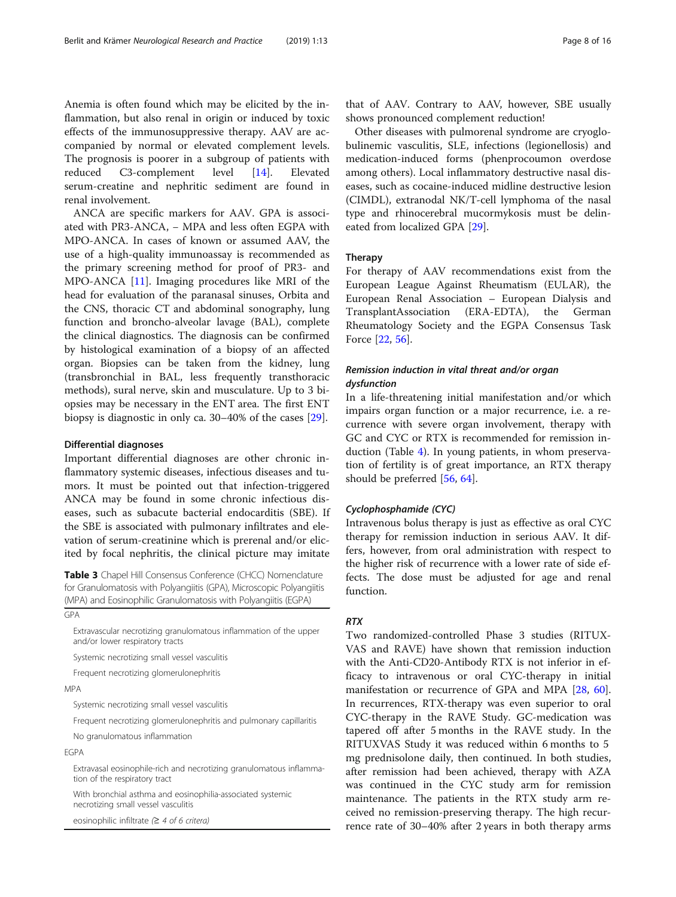Anemia is often found which may be elicited by the inflammation, but also renal in origin or induced by toxic effects of the immunosuppressive therapy. AAV are accompanied by normal or elevated complement levels. The prognosis is poorer in a subgroup of patients with reduced C3-complement level [14]. Elevated serum-creatine and nephritic sediment are found in renal involvement.

ANCA are specific markers for AAV. GPA is associated with PR3-ANCA, – MPA and less often EGPA with MPO-ANCA. In cases of known or assumed AAV, the use of a high-quality immunoassay is recommended as the primary screening method for proof of PR3- and MPO-ANCA [11]. Imaging procedures like MRI of the head for evaluation of the paranasal sinuses, Orbita and the CNS, thoracic CT and abdominal sonography, lung function and broncho-alveolar lavage (BAL), complete the clinical diagnostics. The diagnosis can be confirmed by histological examination of a biopsy of an affected organ. Biopsies can be taken from the kidney, lung (transbronchial in BAL, less frequently transthoracic methods), sural nerve, skin and musculature. Up to 3 biopsies may be necessary in the ENT area. The first ENT biopsy is diagnostic in only ca. 30–40% of the cases [29].

#### Differential diagnoses

Important differential diagnoses are other chronic inflammatory systemic diseases, infectious diseases and tumors. It must be pointed out that infection-triggered ANCA may be found in some chronic infectious diseases, such as subacute bacterial endocarditis (SBE). If the SBE is associated with pulmonary infiltrates and elevation of serum-creatinine which is prerenal and/or elicited by focal nephritis, the clinical picture may imitate that of AAV. Contrary to AAV, however, SBE usually shows pronounced complement reduction!

Other diseases with pulmorenal syndrome are cryoglobulinemic vasculitis, SLE, infections (legionellosis) and medication-induced forms (phenprocoumon overdose among others). Local inflammatory destructive nasal diseases, such as cocaine-induced midline destructive lesion (CIMDL), extranodal NK/T-cell lymphoma of the nasal type and rhinocerebral mucormykosis must be delineated from localized GPA [29].

**Table 3** Chapel Hill Consensus Conference (CHCC) Nomenclature for Granulomatosis with Polyangiitis (GPA), Microscopic Polyangiitis (MPA) and Eosinophilic Granulomatosis with Polyangiitis (EGPA)

| |
|---|
| GPA |
| Extravascular necrotizing granulomatous inflammation of the upper and/or lower respiratory tracts |
| Systemic necrotizing small vessel vasculitis |
| Frequent necrotizing glomerulonephritis |
| MPA |
| Systemic necrotizing small vessel vasculitis |
| Frequent necrotizing glomerulonephritis and pulmonary capillaritis |
| No granulomatous inflammation |
| EGPA |
| Extravasal eosinophile-rich and necrotizing granulomatous inflammation of the respiratory tract |
| With bronchial asthma and eosinophilia-associated systemic necrotizing small vessel vasculitis |
| eosinophilic infiltrate (≥ 4 of 6 critera) |

#### Therapy

For therapy of AAV recommendations exist from the European League Against Rheumatism (EULAR), the European Renal Association – European Dialysis and TransplantAssociation (ERA-EDTA), the German Rheumatology Society and the EGPA Consensus Task Force [22, 56].

##### *Remission induction in vital threat and/or organ dysfunction*

In a life-threatening initial manifestation and/or which impairs organ function or a major recurrence, i.e. a recurrence with severe organ involvement, therapy with GC and CYC or RTX is recommended for remission induction (Table 4). In young patients, in whom preservation of fertility is of great importance, an RTX therapy should be preferred [56, 64].

##### *Cyclophosphamide (CYC)*

Intravenous bolus therapy is just as effective as oral CYC therapy for remission induction in serious AAV. It differs, however, from oral administration with respect to the higher risk of recurrence with a lower rate of side effects. The dose must be adjusted for age and renal function.

##### *RTX*

Two randomized-controlled Phase 3 studies (RITUXVAS and RAVE) have shown that remission induction with the Anti-CD20-Antibody RTX is not inferior in efficacy to intravenous or oral CYC-therapy in initial manifestation and recurrence of GPA and MPA [28, 60]. In recurrences, RTX-therapy was even superior to oral CYC-therapy in the RAVE Study. GC-medication was tapered off after 5 months in the RAVE study. In the RITUXVAS Study it was reduced within 6 months to 5 mg prednisolone daily, then continued. In both studies, after remission had been achieved, therapy with AZA was continued in the CYC study arm for remission maintenance. The patients in the RTX study arm received no remission-preserving therapy. The high recurrence rate of 30–40% after 2 years in both therapy arms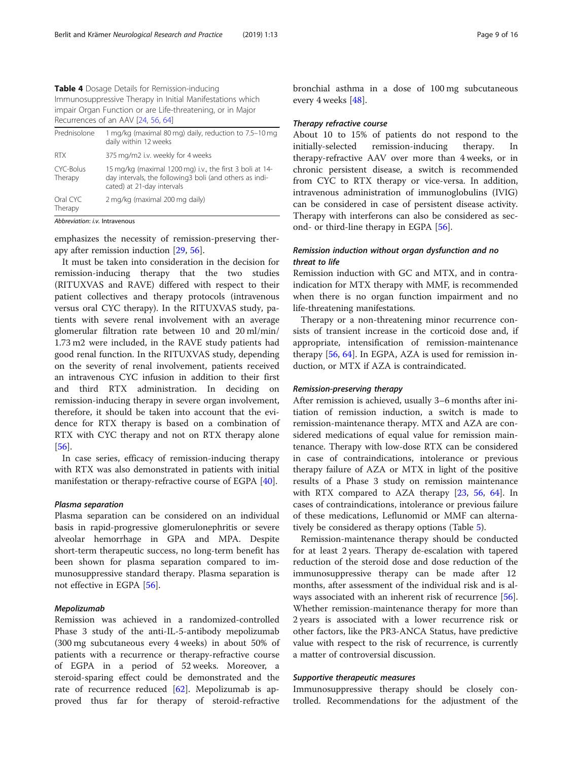**Table 4** Dosage Details for Remission-inducing Immunosuppressive Therapy in Initial Manifestations which impair Organ Function or are Life-threatening, or in Major Recurrences of an AAV [24, 56, 64]

| | |
|---|---|
| Prednisolone | 1 mg/kg (maximal 80 mg) daily, reduction to 7.5–10 mg daily within 12 weeks |
| RTX | 375 mg/m2 i.v. weekly for 4 weeks |
| CYC-Bolus Therapy | 15 mg/kg (maximal 1200 mg) i.v., the first 3 boli at 14-day intervals, the following3 boli (and others as indicated) at 21-day intervals |
| Oral CYC Therapy | 2 mg/kg (maximal 200 mg daily) |

*Abbreviation*: *i.v.* Intravenous

emphasizes the necessity of remission-preserving therapy after remission induction [29, 56].

It must be taken into consideration in the decision for remission-inducing therapy that the two studies (RITUXVAS and RAVE) differed with respect to their patient collectives and therapy protocols (intravenous versus oral CYC therapy). In the RITUXVAS study, patients with severe renal involvement with an average glomerular filtration rate between 10 and 20 ml/min/1.73 m2 were included, in the RAVE study patients had good renal function. In the RITUXVAS study, depending on the severity of renal involvement, patients received an intravenous CYC infusion in addition to their first and third RTX administration. In deciding on remission-inducing therapy in severe organ involvement, therefore, it should be taken into account that the evidence for RTX therapy is based on a combination of RTX with CYC therapy and not on RTX therapy alone [56].

In case series, efficacy of remission-inducing therapy with RTX was also demonstrated in patients with initial manifestation or therapy-refractive course of EGPA [40].

#### *Plasma separation*

Plasma separation can be considered on an individual basis in rapid-progressive glomerulonephritis or severe alveolar hemorrhage in GPA and MPA. Despite short-term therapeutic success, no long-term benefit has been shown for plasma separation compared to immunosuppressive standard therapy. Plasma separation is not effective in EGPA [56].

#### *Mepolizumab*

Remission was achieved in a randomized-controlled Phase 3 study of the anti-IL-5-antibody mepolizumab (300 mg subcutaneous every 4 weeks) in about 50% of patients with a recurrence or therapy-refractive course of EGPA in a period of 52 weeks. Moreover, a steroid-sparing effect could be demonstrated and the rate of recurrence reduced [62]. Mepolizumab is approved thus far for therapy of steroid-refractive bronchial asthma in a dose of 100 mg subcutaneous every 4 weeks [48].

#### *Therapy refractive course*

About 10 to 15% of patients do not respond to the initially-selected remission-inducing therapy. In therapy-refractive AAV over more than 4 weeks, or in chronic persistent disease, a switch is recommended from CYC to RTX therapy or vice-versa. In addition, intravenous administration of immunoglobulins (IVIG) can be considered in case of persistent disease activity. Therapy with interferons can also be considered as second- or third-line therapy in EGPA [56].

#### *Remission induction without organ dysfunction and no threat to life*

Remission induction with GC and MTX, and in contraindication for MTX therapy with MMF, is recommended when there is no organ function impairment and no life-threatening manifestations.

Therapy or a non-threatening minor recurrence consists of transient increase in the corticoid dose and, if appropriate, intensification of remission-maintenance therapy [56, 64]. In EGPA, AZA is used for remission induction, or MTX if AZA is contraindicated.

#### *Remission-preserving therapy*

After remission is achieved, usually 3–6 months after initiation of remission induction, a switch is made to remission-maintenance therapy. MTX and AZA are considered medications of equal value for remission maintenance. Therapy with low-dose RTX can be considered in case of contraindications, intolerance or previous therapy failure of AZA or MTX in light of the positive results of a Phase 3 study on remission maintenance with RTX compared to AZA therapy [23, 56, 64]. In cases of contraindications, intolerance or previous failure of these medications, Leflunomid or MMF can alternatively be considered as therapy options (Table 5).

Remission-maintenance therapy should be conducted for at least 2 years. Therapy de-escalation with tapered reduction of the steroid dose and dose reduction of the immunosuppressive therapy can be made after 12 months, after assessment of the individual risk and is always associated with an inherent risk of recurrence [56]. Whether remission-maintenance therapy for more than 2 years is associated with a lower recurrence risk or other factors, like the PR3-ANCA Status, have predictive value with respect to the risk of recurrence, is currently a matter of controversial discussion.

#### *Supportive therapeutic measures*

Immunosuppressive therapy should be closely controlled. Recommendations for the adjustment of the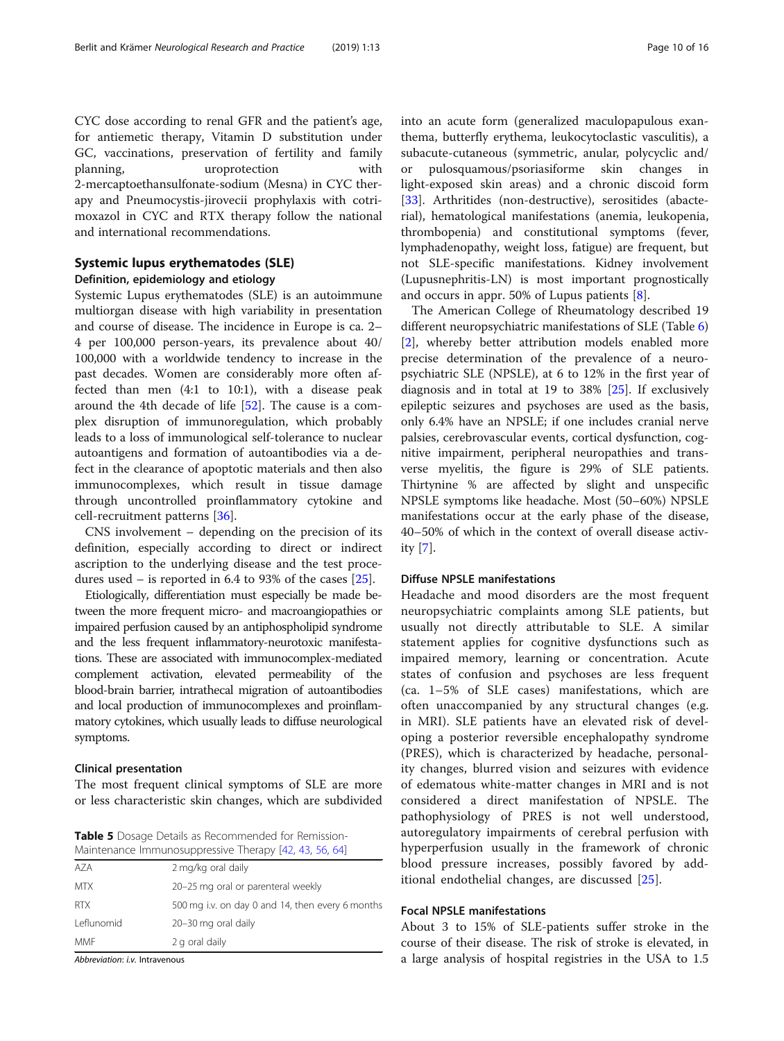CYC dose according to renal GFR and the patient's age, for antiemetic therapy, Vitamin D substitution under GC, vaccinations, preservation of fertility and family planning, uroprotection with 2-mercaptoethansulfonate-sodium (Mesna) in CYC therapy and Pneumocystis-jirovecii prophylaxis with cotrimoxazol in CYC and RTX therapy follow the national and international recommendations.

## Systemic lupus erythematodes (SLE)

### Definition, epidemiology and etiology

Systemic Lupus erythematodes (SLE) is an autoimmune multiorgan disease with high variability in presentation and course of disease. The incidence in Europe is ca. 2–4 per 100,000 person-years, its prevalence about 40/100,000 with a worldwide tendency to increase in the past decades. Women are considerably more often affected than men (4:1 to 10:1), with a disease peak around the 4th decade of life [52]. The cause is a complex disruption of immunoregulation, which probably leads to a loss of immunological self-tolerance to nuclear autoantigens and formation of autoantibodies via a defect in the clearance of apoptotic materials and then also immunocomplexes, which result in tissue damage through uncontrolled proinflammatory cytokine and cell-recruitment patterns [36].

CNS involvement – depending on the precision of its definition, especially according to direct or indirect ascription to the underlying disease and the test procedures used – is reported in 6.4 to 93% of the cases [25].

Etiologically, differentiation must especially be made between the more frequent micro- and macroangiopathies or impaired perfusion caused by an antiphospholipid syndrome and the less frequent inflammatory-neurotoxic manifestations. These are associated with immunocomplex-mediated complement activation, elevated permeability of the blood-brain barrier, intrathecal migration of autoantibodies and local production of immunocomplexes and proinflammatory cytokines, which usually leads to diffuse neurological symptoms.

### Clinical presentation

The most frequent clinical symptoms of SLE are more or less characteristic skin changes, which are subdivided into an acute form (generalized maculopapulous exanthema, butterfly erythema, leukocytoclastic vasculitis), a subacute-cutaneous (symmetric, anular, polycyclic and/or pulosquamous/psoriasiforme skin changes in light-exposed skin areas) and a chronic discoid form [33]. Arthritides (non-destructive), serositides (abacterial), hematological manifestations (anemia, leukopenia, thrombopenia) and constitutional symptoms (fever, lymphadenopathy, weight loss, fatigue) are frequent, but not SLE-specific manifestations. Kidney involvement (Lupusnephritis-LN) is most important prognostically and occurs in appr. 50% of Lupus patients [8].

The American College of Rheumatology described 19 different neuropsychiatric manifestations of SLE (Table 6) [2], whereby better attribution models enabled more precise determination of the prevalence of a neuropsychiatric SLE (NPSLE), at 6 to 12% in the first year of diagnosis and in total at 19 to 38% [25]. If exclusively epileptic seizures and psychoses are used as the basis, only 6.4% have an NPSLE; if one includes cranial nerve palsies, cerebrovascular events, cortical dysfunction, cognitive impairment, peripheral neuropathies and transverse myelitis, the figure is 29% of SLE patients. Thirtynine % are affected by slight and unspecific NPSLE symptoms like headache. Most (50–60%) NPSLE manifestations occur at the early phase of the disease, 40–50% of which in the context of overall disease activity [7].

### Diffuse NPSLE manifestations

Headache and mood disorders are the most frequent neuropsychiatric complaints among SLE patients, but usually not directly attributable to SLE. A similar statement applies for cognitive dysfunctions such as impaired memory, learning or concentration. Acute states of confusion and psychoses are less frequent (ca. 1–5% of SLE cases) manifestations, which are often unaccompanied by any structural changes (e.g. in MRI). SLE patients have an elevated risk of developing a posterior reversible encephalopathy syndrome (PRES), which is characterized by headache, personality changes, blurred vision and seizures with evidence of edematous white-matter changes in MRI and is not considered a direct manifestation of NPSLE. The pathophysiology of PRES is not well understood, autoregulatory impairments of cerebral perfusion with hyperperfusion usually in the framework of chronic blood pressure increases, possibly favored by additional endothelial changes, are discussed [25].

### Focal NPSLE manifestations

About 3 to 15% of SLE-patients suffer stroke in the course of their disease. The risk of stroke is elevated, in a large analysis of hospital registries in the USA to 1.5

**Table 5** Dosage Details as Recommended for Remission-Maintenance Immunosuppressive Therapy [42, 43, 56, 64]

| | |
|---|---|
| AZA | 2 mg/kg oral daily |
| MTX | 20–25 mg oral or parenteral weekly |
| RTX | 500 mg i.v. on day 0 and 14, then every 6 months |
| Leflunomid | 20–30 mg oral daily |
| MMF | 2 g oral daily |

*Abbreviation*: *i.v.* Intravenous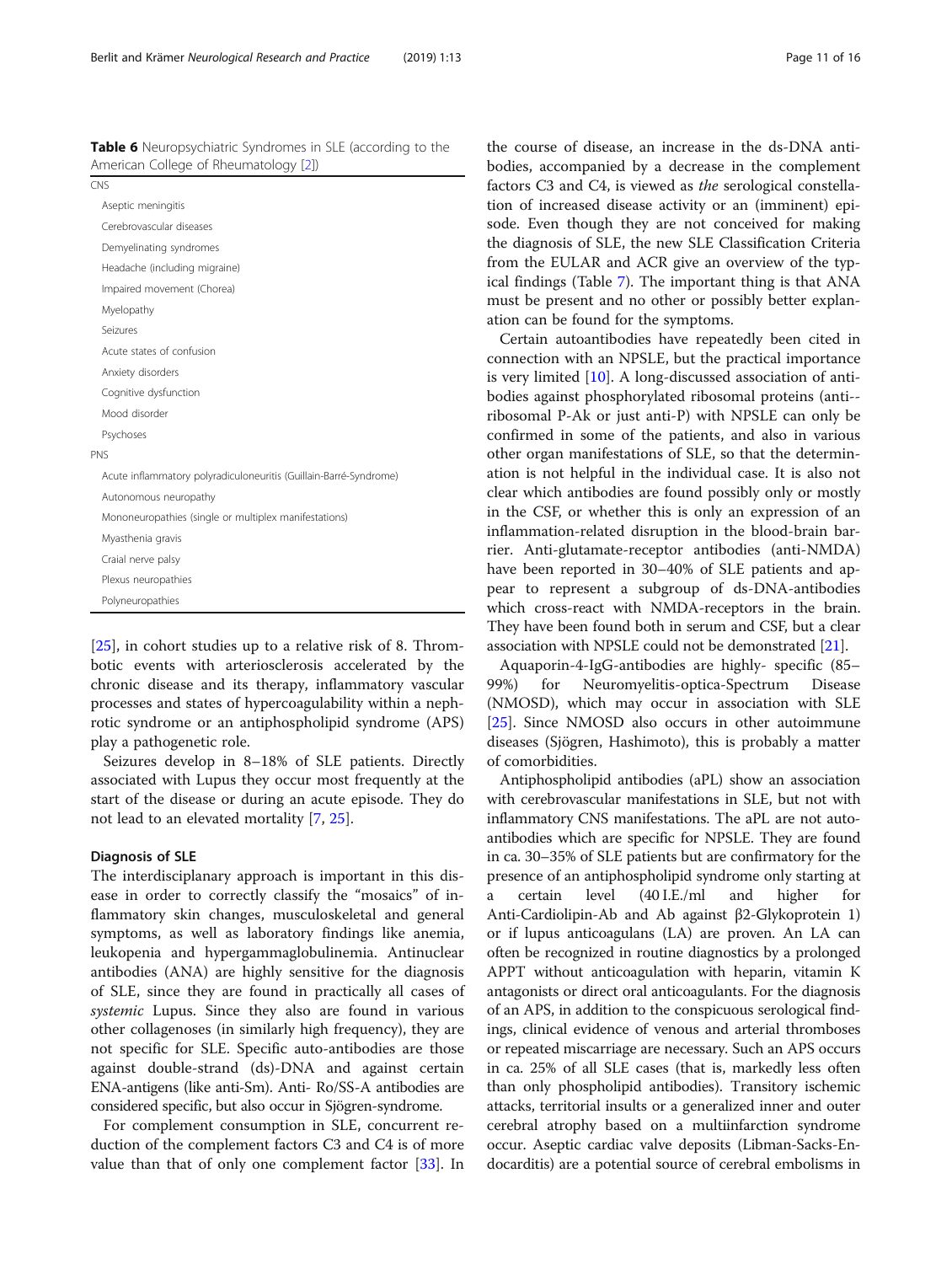**Table 6** Neuropsychiatric Syndromes in SLE (according to the American College of Rheumatology [2])

| CNS |
|---|
| Aseptic meningitis |
| Cerebrovascular diseases |
| Demyelinating syndromes |
| Headache (including migraine) |
| Impaired movement (Chorea) |
| Myelopathy |
| Seizures |
| Acute states of confusion |
| Anxiety disorders |
| Cognitive dysfunction |
| Mood disorder |
| Psychoses |
| **PNS** |
| Acute inflammatory polyradiculoneuritis (Guillain-Barré-Syndrome) |
| Autonomous neuropathy |
| Mononeuropathies (single or multiplex manifestations) |
| Myasthenia gravis |
| Craial nerve palsy |
| Plexus neuropathies |
| Polyneuropathies |

[25], in cohort studies up to a relative risk of 8. Thrombotic events with arteriosclerosis accelerated by the chronic disease and its therapy, inflammatory vascular processes and states of hypercoagulability within a nephrotic syndrome or an antiphospholipid syndrome (APS) play a pathogenetic role.

Seizures develop in 8–18% of SLE patients. Directly associated with Lupus they occur most frequently at the start of the disease or during an acute episode. They do not lead to an elevated mortality [7, 25].

### Diagnosis of SLE

The interdisciplanary approach is important in this disease in order to correctly classify the "mosaics" of inflammatory skin changes, musculoskeletal and general symptoms, as well as laboratory findings like anemia, leukopenia and hypergammaglobulinemia. Antinuclear antibodies (ANA) are highly sensitive for the diagnosis of SLE, since they are found in practically all cases of *systemic* Lupus. Since they also are found in various other collagenoses (in similarly high frequency), they are not specific for SLE. Specific auto-antibodies are those against double-strand (ds)-DNA and against certain ENA-antigens (like anti-Sm). Anti- Ro/SS-A antibodies are considered specific, but also occur in Sjögren-syndrome.

For complement consumption in SLE, concurrent reduction of the complement factors C3 and C4 is of more value than that of only one complement factor [33]. In the course of disease, an increase in the ds-DNA antibodies, accompanied by a decrease in the complement factors C3 and C4, is viewed as *the* serological constellation of increased disease activity or an (imminent) episode. Even though they are not conceived for making the diagnosis of SLE, the new SLE Classification Criteria from the EULAR and ACR give an overview of the typical findings (Table 7). The important thing is that ANA must be present and no other or possibly better explanation can be found for the symptoms.

Certain autoantibodies have repeatedly been cited in connection with an NPSLE, but the practical importance is very limited [10]. A long-discussed association of antibodies against phosphorylated ribosomal proteins (anti--ribosomal P-Ak or just anti-P) with NPSLE can only be confirmed in some of the patients, and also in various other organ manifestations of SLE, so that the determination is not helpful in the individual case. It is also not clear which antibodies are found possibly only or mostly in the CSF, or whether this is only an expression of an inflammation-related disruption in the blood-brain barrier. Anti-glutamate-receptor antibodies (anti-NMDA) have been reported in 30–40% of SLE patients and appear to represent a subgroup of ds-DNA-antibodies which cross-react with NMDA-receptors in the brain. They have been found both in serum and CSF, but a clear association with NPSLE could not be demonstrated [21].

Aquaporin-4-IgG-antibodies are highly- specific (85–99%) for Neuromyelitis-optica-Spectrum Disease (NMOSD), which may occur in association with SLE [25]. Since NMOSD also occurs in other autoimmune diseases (Sjögren, Hashimoto), this is probably a matter of comorbidities.

Antiphospholipid antibodies (aPL) show an association with cerebrovascular manifestations in SLE, but not with inflammatory CNS manifestations. The aPL are not autoantibodies which are specific for NPSLE. They are found in ca. 30–35% of SLE patients but are confirmatory for the presence of an antiphospholipid syndrome only starting at a certain level (40 I.E./ml and higher for Anti-Cardiolipin-Ab and Ab against β2-Glykoprotein 1) or if lupus anticoagulans (LA) are proven. An LA can often be recognized in routine diagnostics by a prolonged APPT without anticoagulation with heparin, vitamin K antagonists or direct oral anticoagulants. For the diagnosis of an APS, in addition to the conspicuous serological findings, clinical evidence of venous and arterial thromboses or repeated miscarriage are necessary. Such an APS occurs in ca. 25% of all SLE cases (that is, markedly less often than only phospholipid antibodies). Transitory ischemic attacks, territorial insults or a generalized inner and outer cerebral atrophy based on a multiinfarction syndrome occur. Aseptic cardiac valve deposits (Libman-Sacks-Endocarditis) are a potential source of cerebral embolisms in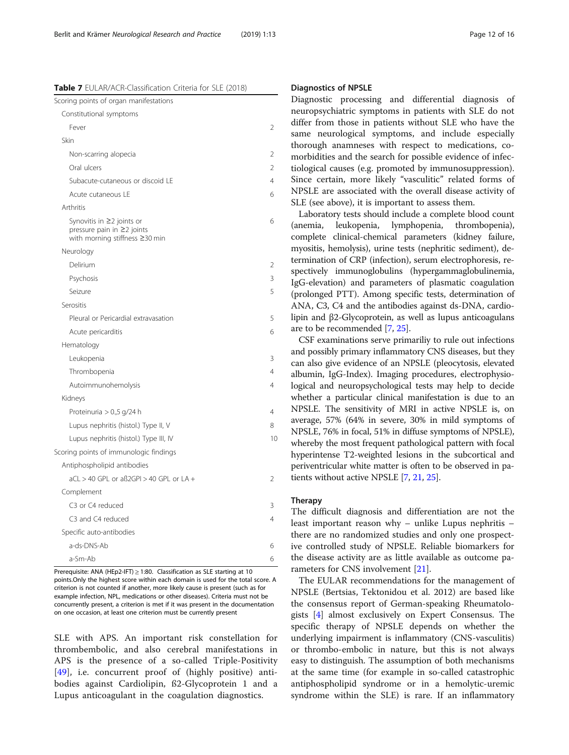**Table 7** EULAR/ACR-Classification Criteria for SLE (2018)

| Scoring points of organ manifestations | |
|---|---|
| Constitutional symptoms | |
| Fever | 2 |
| Skin | |
| Non-scarring alopecia | 2 |
| Oral ulcers | 2 |
| Subacute-cutaneous or discoid LE | 4 |
| Acute cutaneous LE | 6 |
| Arthritis | |
| Synovitis in ≥2 joints or pressure pain in ≥2 joints with morning stiffness ≥30 min | 6 |
| Neurology | |
| Delirium | 2 |
| Psychosis | 3 |
| Seizure | 5 |
| Serositis | |
| Pleural or Pericardial extravasation | 5 |
| Acute pericarditis | 6 |
| Hematology | |
| Leukopenia | 3 |
| Thrombopenia | 4 |
| Autoimmunohemolysis | 4 |
| Kidneys | |
| Proteinuria > 0,5 g/24 h | 4 |
| Lupus nephritis (histol.) Type II, V | 8 |
| Lupus nephritis (histol.) Type III, IV | 10 |
| **Scoring points of immunologic findings** | |
| Antiphospholipid antibodies | |
| aCL > 40 GPL or aß2GPI > 40 GPL or LA + | 2 |
| Complement | |
| C3 or C4 reduced | 3 |
| C3 and C4 reduced | 4 |
| Specific auto-antibodies | |
| a-ds-DNS-Ab | 6 |
| a-Sm-Ab | 6 |

Prerequisite: ANA (HEp2-IFT) ≥ 1:80. Classification as SLE starting at 10 points.Only the highest score within each domain is used for the total score. A criterion is not counted if another, more likely cause is present (such as for example infection, NPL, medications or other diseases). Criteria must not be concurrently present, a criterion is met if it was present in the documentation on one occasion, at least one criterion must be currently present

SLE with APS. An important risk constellation for thrombembolic, and also cerebral manifestations in APS is the presence of a so-called Triple-Positivity [49], i.e. concurrent proof of (highly positive) antibodies against Cardiolipin, ß2-Glycoprotein 1 and a Lupus anticoagulant in the coagulation diagnostics.

### Diagnostics of NPSLE

Diagnostic processing and differential diagnosis of neuropsychiatric symptoms in patients with SLE do not differ from those in patients without SLE who have the same neurological symptoms, and include especially thorough anamneses with respect to medications, comorbidities and the search for possible evidence of infectiological causes (e.g. promoted by immunosuppression). Since certain, more likely "vasculitic" related forms of NPSLE are associated with the overall disease activity of SLE (see above), it is important to assess them.

Laboratory tests should include a complete blood count (anemia, leukopenia, lymphopenia, thrombopenia), complete clinical-chemical parameters (kidney failure, myositis, hemolysis), urine tests (nephritic sediment), determination of CRP (infection), serum electrophoresis, respectively immunoglobulins (hypergammaglobulinemia, IgG-elevation) and parameters of plasmatic coagulation (prolonged PTT). Among specific tests, determination of ANA, C3, C4 and the antibodies against ds-DNA, cardiolipin and β2-Glycoprotein, as well as lupus anticoagulans are to be recommended [7, 25].

CSF examinations serve primariliy to rule out infections and possibly primary inflammatory CNS diseases, but they can also give evidence of an NPSLE (pleocytosis, elevated albumin, IgG-Index). Imaging procedures, electrophysiological and neuropsychological tests may help to decide whether a particular clinical manifestation is due to an NPSLE. The sensitivity of MRI in active NPSLE is, on average, 57% (64% in severe, 30% in mild symptoms of NPSLE, 76% in focal, 51% in diffuse symptoms of NPSLE), whereby the most frequent pathological pattern with focal hyperintense T2-weighted lesions in the subcortical and periventricular white matter is often to be observed in patients without active NPSLE [7, 21, 25].

### Therapy

The difficult diagnosis and differentiation are not the least important reason why – unlike Lupus nephritis – there are no randomized studies and only one prospective controlled study of NPSLE. Reliable biomarkers for the disease activity are as little available as outcome parameters for CNS involvement [21].

The EULAR recommendations for the management of NPSLE (Bertsias, Tektonidou et al. 2012) are based like the consensus report of German-speaking Rheumatologists [4] almost exclusively on Expert Consensus. The specific therapy of NPSLE depends on whether the underlying impairment is inflammatory (CNS-vasculitis) or thrombo-embolic in nature, but this is not always easy to distinguish. The assumption of both mechanisms at the same time (for example in so-called catastrophic antiphospholipid syndrome or in a hemolytic-uremic syndrome within the SLE) is rare. If an inflammatory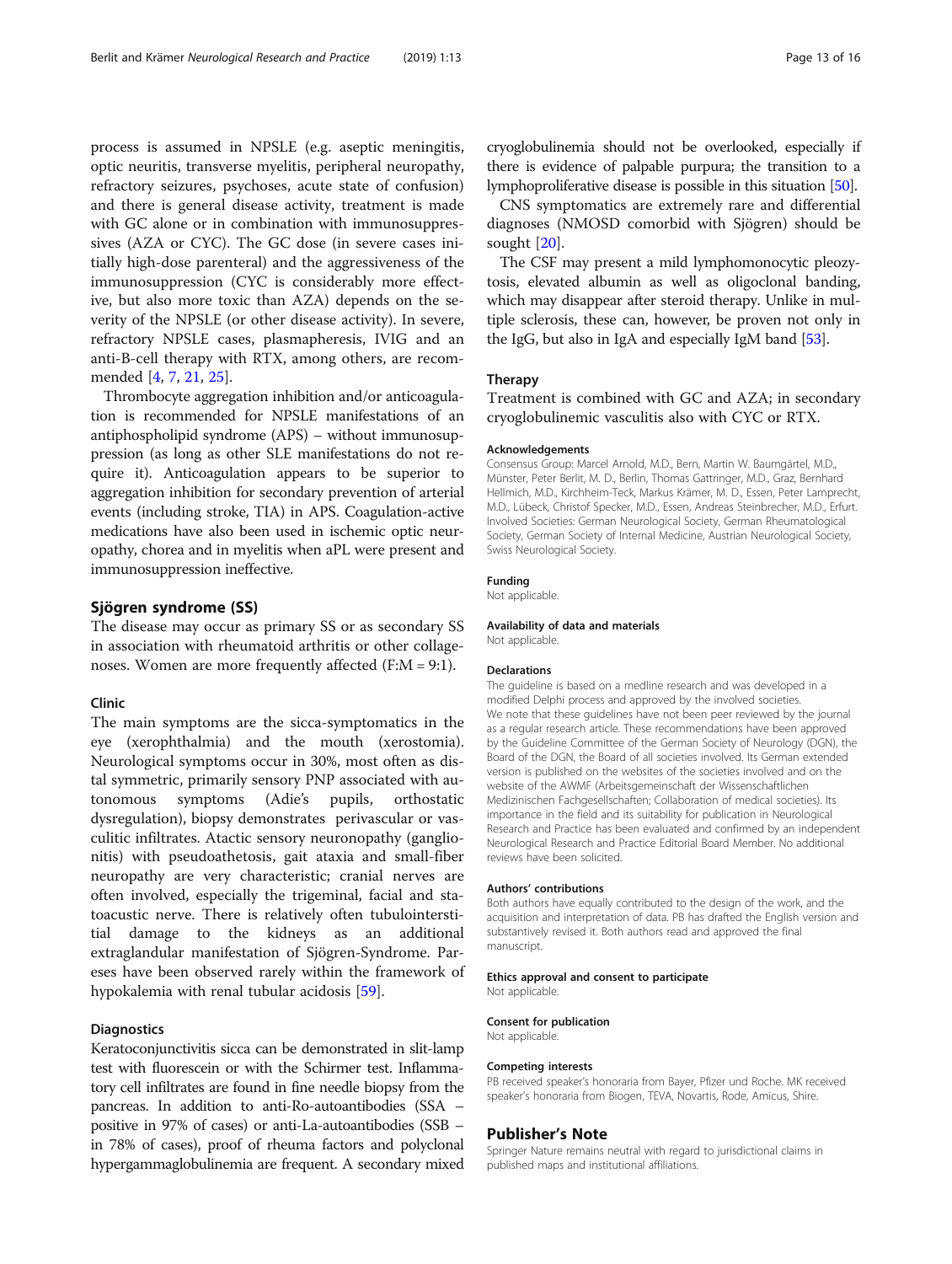process is assumed in NPSLE (e.g. aseptic meningitis, optic neuritis, transverse myelitis, peripheral neuropathy, refractory seizures, psychoses, acute state of confusion) and there is general disease activity, treatment is made with GC alone or in combination with immunosuppressives (AZA or CYC). The GC dose (in severe cases initially high-dose parenteral) and the aggressiveness of the immunosuppression (CYC is considerably more effective, but also more toxic than AZA) depends on the severity of the NPSLE (or other disease activity). In severe, refractory NPSLE cases, plasmapheresis, IVIG and an anti-B-cell therapy with RTX, among others, are recommended [4, 7, 21, 25].

Thrombocyte aggregation inhibition and/or anticoagulation is recommended for NPSLE manifestations of an antiphospholipid syndrome (APS) – without immunosuppression (as long as other SLE manifestations do not require it). Anticoagulation appears to be superior to aggregation inhibition for secondary prevention of arterial events (including stroke, TIA) in APS. Coagulation-active medications have also been used in ischemic optic neuropathy, chorea and in myelitis when aPL were present and immunosuppression ineffective.

## Sjögren syndrome (SS)

The disease may occur as primary SS or as secondary SS in association with rheumatoid arthritis or other collagenoses. Women are more frequently affected (F:M = 9:1).

### Clinic

The main symptoms are the sicca-symptomatics in the eye (xerophthalmia) and the mouth (xerostomia). Neurological symptoms occur in 30%, most often as distal symmetric, primarily sensory PNP associated with autonomous symptoms (Adie's pupils, orthostatic dysregulation), biopsy demonstrates perivascular or vasculitic infiltrates. Atactic sensory neuronopathy (ganglionitis) with pseudoathetosis, gait ataxia and small-fiber neuropathy are very characteristic; cranial nerves are often involved, especially the trigeminal, facial and statoacustic nerve. There is relatively often tubulointerstitial damage to the kidneys as an additional extraglandular manifestation of Sjögren-Syndrome. Pareses have been observed rarely within the framework of hypokalemia with renal tubular acidosis [59].

### Diagnostics

Keratoconjunctivitis sicca can be demonstrated in slit-lamp test with fluorescein or with the Schirmer test. Inflammatory cell infiltrates are found in fine needle biopsy from the pancreas. In addition to anti-Ro-autoantibodies (SSA – positive in 97% of cases) or anti-La-autoantibodies (SSB – in 78% of cases), proof of rheuma factors and polyclonal hypergammaglobulinemia are frequent. A secondary mixed cryoglobulinemia should not be overlooked, especially if there is evidence of palpable purpura; the transition to a lymphoproliferative disease is possible in this situation [50].

CNS symptomatics are extremely rare and differential diagnoses (NMOSD comorbid with Sjögren) should be sought [20].

The CSF may present a mild lymphomonocytic pleozytosis, elevated albumin as well as oligoclonal banding, which may disappear after steroid therapy. Unlike in multiple sclerosis, these can, however, be proven not only in the IgG, but also in IgA and especially IgM band [53].

### Therapy

Treatment is combined with GC and AZA; in secondary cryoglobulinemic vasculitis also with CYC or RTX.

#### Acknowledgements

Consensus Group: Marcel Arnold, M.D., Bern, Martin W. Baumgärtel, M.D., Münster, Peter Berlit, M. D., Berlin, Thomas Gattringer, M.D., Graz, Bernhard Hellmich, M.D., Kirchheim-Teck, Markus Krämer, M. D., Essen, Peter Lamprecht, M.D., Lübeck, Christof Specker, M.D., Essen, Andreas Steinbrecher, M.D., Erfurt. Involved Societies: German Neurological Society, German Rheumatological Society, German Society of Internal Medicine, Austrian Neurological Society, Swiss Neurological Society.

#### Funding

Not applicable.

#### Availability of data and materials

Not applicable.

#### Declarations

The guideline is based on a medline research and was developed in a modified Delphi process and approved by the involved societies.
We note that these guidelines have not been peer reviewed by the journal as a regular research article. These recommendations have been approved by the Guideline Committee of the German Society of Neurology (DGN), the Board of the DGN, the Board of all societies involved. Its German extended version is published on the websites of the societies involved and on the website of the AWMF (Arbeitsgemeinschaft der Wissenschaftlichen Medizinischen Fachgesellschaften; Collaboration of medical societies). Its importance in the field and its suitability for publication in Neurological Research and Practice has been evaluated and confirmed by an independent Neurological Research and Practice Editorial Board Member. No additional reviews have been solicited.

#### Authors' contributions

Both authors have equally contributed to the design of the work, and the acquisition and interpretation of data. PB has drafted the English version and substantively revised it. Both authors read and approved the final manuscript.

#### Ethics approval and consent to participate

Not applicable.

#### Consent for publication

Not applicable.

#### Competing interests

PB received speaker's honoraria from Bayer, Pfizer und Roche. MK received speaker's honoraria from Biogen, TEVA, Novartis, Rode, Amicus, Shire.

## Publisher's Note

Springer Nature remains neutral with regard to jurisdictional claims in published maps and institutional affiliations.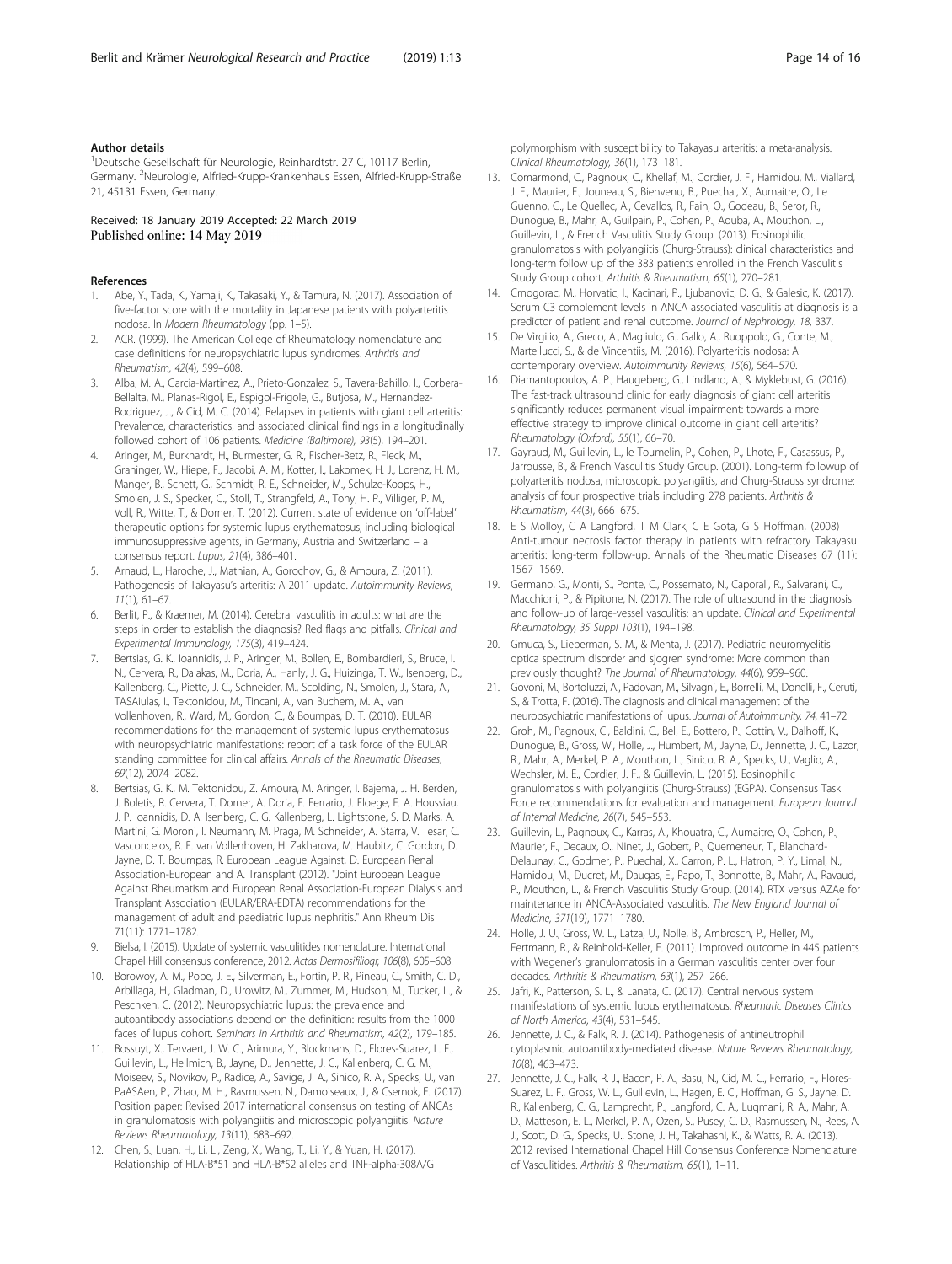## Author details

[1]Deutsche Gesellschaft für Neurologie, Reinhardtstr. 27 C, 10117 Berlin, Germany. [2]Neurologie, Alfried-Krupp-Krankenhaus Essen, Alfried-Krupp-Straße 21, 45131 Essen, Germany.

Received: 18 January 2019 Accepted: 22 March 2019
Published online: 14 May 2019

## References

1. Abe, Y., Tada, K., Yamaji, K., Takasaki, Y., & Tamura, N. (2017). Association of five-factor score with the mortality in Japanese patients with polyarteritis nodosa. In *Modern Rheumatology* (pp. 1–5).
2. ACR. (1999). The American College of Rheumatology nomenclature and case definitions for neuropsychiatric lupus syndromes. *Arthritis and Rheumatism, 42*(4), 599–608.
3. Alba, M. A., Garcia-Martinez, A., Prieto-Gonzalez, S., Tavera-Bahillo, I., Corbera-Bellalta, M., Planas-Rigol, E., Espigol-Frigole, G., Butjosa, M., Hernandez-Rodriguez, J., & Cid, M. C. (2014). Relapses in patients with giant cell arteritis: Prevalence, characteristics, and associated clinical findings in a longitudinally followed cohort of 106 patients. *Medicine (Baltimore), 93*(5), 194–201.
4. Aringer, M., Burkhardt, H., Burmester, G. R., Fischer-Betz, R., Fleck, M., Graninger, W., Hiepe, F., Jacobi, A. M., Kotter, I., Lakomek, H. J., Lorenz, H. M., Manger, B., Schett, G., Schmidt, R. E., Schneider, M., Schulze-Koops, H., Smolen, J. S., Specker, C., Stoll, T., Strangfeld, A., Tony, H. P., Villiger, P. M., Voll, R., Witte, T., & Dorner, T. (2012). Current state of evidence on 'off-label' therapeutic options for systemic lupus erythematosus, including biological immunosuppressive agents, in Germany, Austria and Switzerland – a consensus report. *Lupus, 21*(4), 386–401.
5. Arnaud, L., Haroche, J., Mathian, A., Gorochov, G., & Amoura, Z. (2011). Pathogenesis of Takayasu's arteritis: A 2011 update. *Autoimmunity Reviews, 11*(1), 61–67.
6. Berlit, P., & Kraemer, M. (2014). Cerebral vasculitis in adults: what are the steps in order to establish the diagnosis? Red flags and pitfalls. *Clinical and Experimental Immunology, 175*(3), 419–424.
7. Bertsias, G. K., Ioannidis, J. P., Aringer, M., Bollen, E., Bombardieri, S., Bruce, I. N., Cervera, R., Dalakas, M., Doria, A., Hanly, J. G., Huizinga, T. W., Isenberg, D., Kallenberg, C., Piette, J. C., Schneider, M., Scolding, N., Smolen, J., Stara, A., TASAiulas, I., Tektonidou, M., Tincani, A., van Buchem, M. A., van Vollenhoven, R., Ward, M., Gordon, C., & Boumpas, D. T. (2010). EULAR recommendations for the management of systemic lupus erythematosus with neuropsychiatric manifestations: report of a task force of the EULAR standing committee for clinical affairs. *Annals of the Rheumatic Diseases, 69*(12), 2074–2082.
8. Bertsias, G. K., M. Tektonidou, Z. Amoura, M. Aringer, I. Bajema, J. H. Berden, J. Boletis, R. Cervera, T. Dorner, A. Doria, F. Ferrario, J. Floege, F. A. Houssiau, J. P. Ioannidis, D. A. Isenberg, C. G. Kallenberg, L. Lightstone, S. D. Marks, A. Martini, G. Moroni, I. Neumann, M. Praga, M. Schneider, A. Starra, V. Tesar, C. Vasconcelos, R. F. van Vollenhoven, H. Zakharova, M. Haubitz, C. Gordon, D. Jayne, D. T. Boumpas, R. European League Against, D. European Renal Association-European and A. Transplant (2012). "Joint European League Against Rheumatism and European Renal Association-European Dialysis and Transplant Association (EULAR/ERA-EDTA) recommendations for the management of adult and paediatric lupus nephritis." Ann Rheum Dis 71(11): 1771–1782.
9. Bielsa, I. (2015). Update of systemic vasculitides nomenclature. International Chapel Hill consensus conference, 2012. *Actas Dermosifiliogr, 106*(8), 605–608.
10. Borowoy, A. M., Pope, J. E., Silverman, E., Fortin, P. R., Pineau, C., Smith, C. D., Arbillaga, H., Gladman, D., Urowitz, M., Zummer, M., Hudson, M., Tucker, L., & Peschken, C. (2012). Neuropsychiatric lupus: the prevalence and autoantibody associations depend on the definition: results from the 1000 faces of lupus cohort. *Seminars in Arthritis and Rheumatism, 42*(2), 179–185.
11. Bossuyt, X., Tervaert, J. W. C., Arimura, Y., Blockmans, D., Flores-Suarez, L. F., Guillevin, L., Hellmich, B., Jayne, D., Jennette, J. C., Kallenberg, C. G. M., Moiseev, S., Novikov, P., Radice, A., Savige, J. A., Sinico, R. A., Specks, U., van PaASAen, P., Zhao, M. H., Rasmussen, N., Damoiseaux, J., & Csernok, E. (2017). Position paper: Revised 2017 international consensus on testing of ANCAs in granulomatosis with polyangiitis and microscopic polyangiitis. *Nature Reviews Rheumatology, 13*(11), 683–692.
12. Chen, S., Luan, H., Li, L., Zeng, X., Wang, T., Li, Y., & Yuan, H. (2017). Relationship of HLA-B*51 and HLA-B*52 alleles and TNF-alpha-308A/G polymorphism with susceptibility to Takayasu arteritis: a meta-analysis. *Clinical Rheumatology, 36*(1), 173–181.
13. Comarmond, C., Pagnoux, C., Khellaf, M., Cordier, J. F., Hamidou, M., Viallard, J. F., Maurier, F., Jouneau, S., Bienvenu, B., Puechal, X., Aumaitre, O., Le Guenno, G., Le Quellec, A., Cevallos, R., Fain, O., Godeau, B., Seror, R., Dunogue, B., Mahr, A., Guilpain, P., Cohen, P., Aouba, A., Mouthon, L., Guillevin, L., & French Vasculitis Study Group. (2013). Eosinophilic granulomatosis with polyangiitis (Churg-Strauss): clinical characteristics and long-term follow up of the 383 patients enrolled in the French Vasculitis Study Group cohort. *Arthritis & Rheumatism, 65*(1), 270–281.
14. Crnogorac, M., Horvatic, I., Kacinari, P., Ljubanovic, D. G., & Galesic, K. (2017). Serum C3 complement levels in ANCA associated vasculitis at diagnosis is a predictor of patient and renal outcome. *Journal of Nephrology, 18*, 337.
15. De Virgilio, A., Greco, A., Magliulo, G., Gallo, A., Ruoppolo, G., Conte, M., Martellucci, S., & de Vincentiis, M. (2016). Polyarteritis nodosa: A contemporary overview. *Autoimmunity Reviews, 15*(6), 564–570.
16. Diamantopoulos, A. P., Haugeberg, G., Lindland, A., & Myklebust, G. (2016). The fast-track ultrasound clinic for early diagnosis of giant cell arteritis significantly reduces permanent visual impairment: towards a more effective strategy to improve clinical outcome in giant cell arteritis? *Rheumatology (Oxford), 55*(1), 66–70.
17. Gayraud, M., Guillevin, L., le Toumelin, P., Cohen, P., Lhote, F., Casassus, P., Jarrousse, B., & French Vasculitis Study Group. (2001). Long-term followup of polyarteritis nodosa, microscopic polyangiitis, and Churg-Strauss syndrome: analysis of four prospective trials including 278 patients. *Arthritis & Rheumatism, 44*(3), 666–675.
18. E S Molloy, C A Langford, T M Clark, C E Gota, G S Hoffman, (2008) Anti-tumour necrosis factor therapy in patients with refractory Takayasu arteritis: long-term follow-up. Annals of the Rheumatic Diseases 67 (11): 1567–1569.
19. Germano, G., Monti, S., Ponte, C., Possemato, N., Caporali, R., Salvarani, C., Macchioni, P., & Pipitone, N. (2017). The role of ultrasound in the diagnosis and follow-up of large-vessel vasculitis: an update. *Clinical and Experimental Rheumatology, 35 Suppl 103*(1), 194–198.
20. Gmuca, S., Lieberman, S. M., & Mehta, J. (2017). Pediatric neuromyelitis optica spectrum disorder and sjogren syndrome: More common than previously thought? *The Journal of Rheumatology, 44*(6), 959–960.
21. Govoni, M., Bortoluzzi, A., Padovan, M., Silvagni, E., Borrelli, M., Donelli, F., Ceruti, S., & Trotta, F. (2016). The diagnosis and clinical management of the neuropsychiatric manifestations of lupus. *Journal of Autoimmunity, 74*, 41–72.
22. Groh, M., Pagnoux, C., Baldini, C., Bel, E., Bottero, P., Cottin, V., Dalhoff, K., Dunogue, B., Gross, W., Holle, J., Humbert, M., Jayne, D., Jennette, J. C., Lazor, R., Mahr, A., Merkel, P. A., Mouthon, L., Sinico, R. A., Specks, U., Vaglio, A., Wechsler, M. E., Cordier, J. F., & Guillevin, L. (2015). Eosinophilic granulomatosis with polyangiitis (Churg-Strauss) (EGPA). Consensus Task Force recommendations for evaluation and management. *European Journal of Internal Medicine, 26*(7), 545–553.
23. Guillevin, L., Pagnoux, C., Karras, A., Khouatra, C., Aumaitre, O., Cohen, P., Maurier, F., Decaux, O., Ninet, J., Gobert, P., Quemeneur, T., Blanchard-Delaunay, C., Godmer, P., Puechal, X., Carron, P. L., Hatron, P. Y., Limal, N., Hamidou, M., Ducret, M., Daugas, E., Papo, T., Bonnotte, B., Mahr, A., Ravaud, P., Mouthon, L., & French Vasculitis Study Group. (2014). RTX versus AZAe for maintenance in ANCA-Associated vasculitis. *The New England Journal of Medicine, 371*(19), 1771–1780.
24. Holle, J. U., Gross, W. L., Latza, U., Nolle, B., Ambrosch, P., Heller, M., Fertmann, R., & Reinhold-Keller, E. (2011). Improved outcome in 445 patients with Wegener's granulomatosis in a German vasculitis center over four decades. *Arthritis & Rheumatism, 63*(1), 257–266.
25. Jafri, K., Patterson, S. L., & Lanata, C. (2017). Central nervous system manifestations of systemic lupus erythematosus. *Rheumatic Diseases Clinics of North America, 43*(4), 531–545.
26. Jennette, J. C., & Falk, R. J. (2014). Pathogenesis of antineutrophil cytoplasmic autoantibody-mediated disease. *Nature Reviews Rheumatology, 10*(8), 463–473.
27. Jennette, J. C., Falk, R. J., Bacon, P. A., Basu, N., Cid, M. C., Ferrario, F., Flores-Suarez, L. F., Gross, W. L., Guillevin, L., Hagen, E. C., Hoffman, G. S., Jayne, D. R., Kallenberg, C. G., Lamprecht, P., Langford, C. A., Luqmani, R. A., Mahr, A. D., Matteson, E. L., Merkel, P. A., Ozen, S., Pusey, C. D., Rasmussen, N., Rees, A. J., Scott, D. G., Specks, U., Stone, J. H., Takahashi, K., & Watts, R. A. (2013). 2012 revised International Chapel Hill Consensus Conference Nomenclature of Vasculitides. *Arthritis & Rheumatism, 65*(1), 1–11.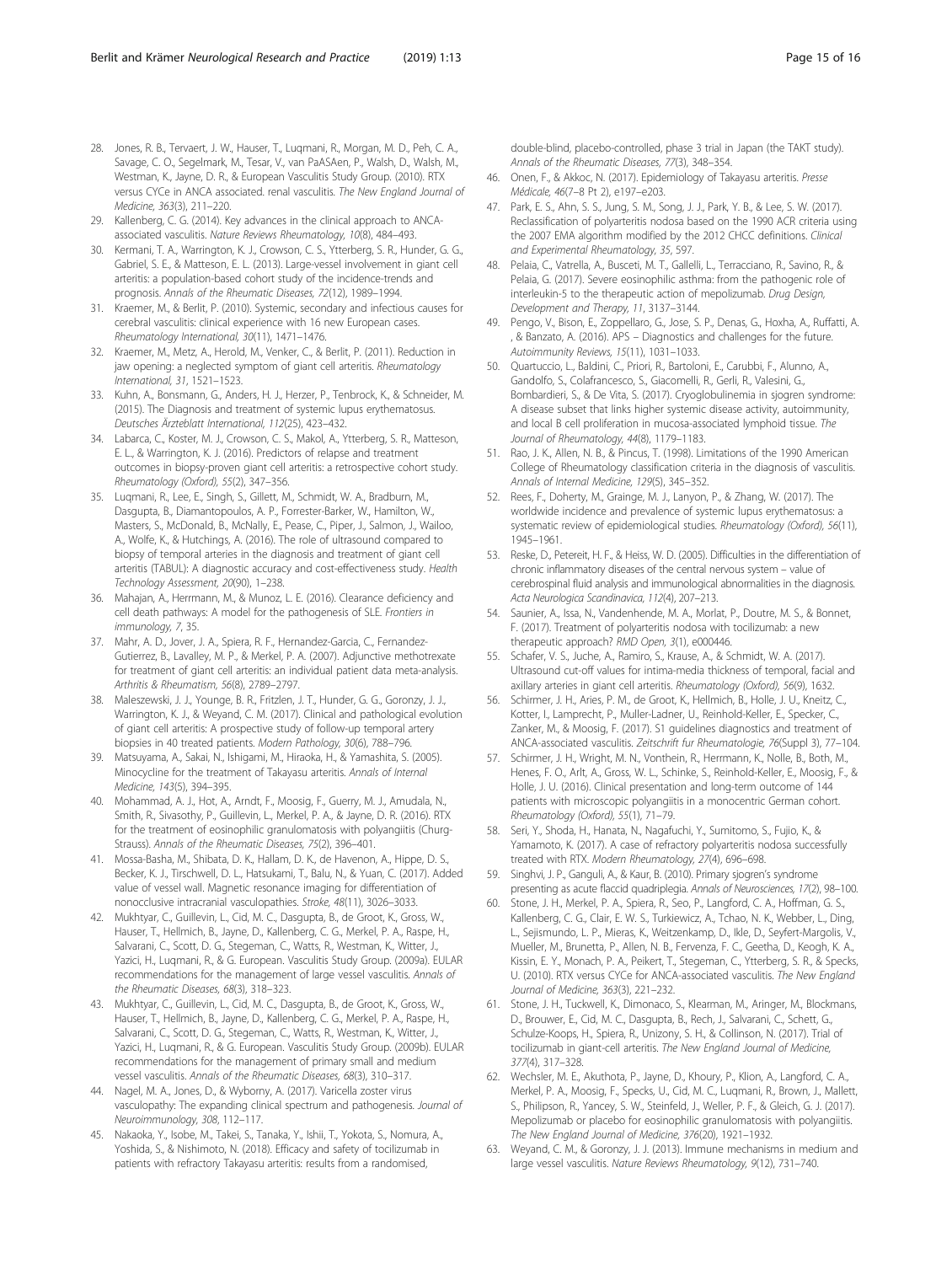28. Jones, R. B., Tervaert, J. W., Hauser, T., Luqmani, R., Morgan, M. D., Peh, C. A., Savage, C. O., Segelmark, M., Tesar, V., van PaASAen, P., Walsh, D., Walsh, M., Westman, K., Jayne, D. R., & European Vasculitis Study Group. (2010). RTX versus CYCe in ANCA associated. renal vasculitis. *The New England Journal of Medicine, 363*(3), 211–220.
29. Kallenberg, C. G. (2014). Key advances in the clinical approach to ANCA-associated vasculitis. *Nature Reviews Rheumatology, 10*(8), 484–493.
30. Kermani, T. A., Warrington, K. J., Crowson, C. S., Ytterberg, S. R., Hunder, G. G., Gabriel, S. E., & Matteson, E. L. (2013). Large-vessel involvement in giant cell arteritis: a population-based cohort study of the incidence-trends and prognosis. *Annals of the Rheumatic Diseases, 72*(12), 1989–1994.
31. Kraemer, M., & Berlit, P. (2010). Systemic, secondary and infectious causes for cerebral vasculitis: clinical experience with 16 new European cases. *Rheumatology International, 30*(11), 1471–1476.
32. Kraemer, M., Metz, A., Herold, M., Venker, C., & Berlit, P. (2011). Reduction in jaw opening: a neglected symptom of giant cell arteritis. *Rheumatology International, 31*, 1521–1523.
33. Kuhn, A., Bonsmann, G., Anders, H. J., Herzer, P., Tenbrock, K., & Schneider, M. (2015). The Diagnosis and treatment of systemic lupus erythematosus. *Deutsches Ärzteblatt International, 112*(25), 423–432.
34. Labarca, C., Koster, M. J., Crowson, C. S., Makol, A., Ytterberg, S. R., Matteson, E. L., & Warrington, K. J. (2016). Predictors of relapse and treatment outcomes in biopsy-proven giant cell arteritis: a retrospective cohort study. *Rheumatology (Oxford), 55*(2), 347–356.
35. Luqmani, R., Lee, E., Singh, S., Gillett, M., Schmidt, W. A., Bradburn, M., Dasgupta, B., Diamantopoulos, A. P., Forrester-Barker, W., Hamilton, W., Masters, S., McDonald, B., McNally, E., Pease, C., Piper, J., Salmon, J., Wailoo, A., Wolfe, K., & Hutchings, A. (2016). The role of ultrasound compared to biopsy of temporal arteries in the diagnosis and treatment of giant cell arteritis (TABUL): A diagnostic accuracy and cost-effectiveness study. *Health Technology Assessment, 20*(90), 1–238.
36. Mahajan, A., Herrmann, M., & Munoz, L. E. (2016). Clearance deficiency and cell death pathways: A model for the pathogenesis of SLE. *Frontiers in immunology, 7*, 35.
37. Mahr, A. D., Jover, J. A., Spiera, R. F., Hernandez-Garcia, C., Fernandez-Gutierrez, B., Lavalley, M. P., & Merkel, P. A. (2007). Adjunctive methotrexate for treatment of giant cell arteritis: an individual patient data meta-analysis. *Arthritis & Rheumatism, 56*(8), 2789–2797.
38. Maleszewski, J. J., Younge, B. R., Fritzlen, J. T., Hunder, G. G., Goronzy, J. J., Warrington, K. J., & Weyand, C. M. (2017). Clinical and pathological evolution of giant cell arteritis: A prospective study of follow-up temporal artery biopsies in 40 treated patients. *Modern Pathology, 30*(6), 788–796.
39. Matsuyama, A., Sakai, N., Ishigami, M., Hiraoka, H., & Yamashita, S. (2005). Minocycline for the treatment of Takayasu arteritis. *Annals of Internal Medicine, 143*(5), 394–395.
40. Mohammad, A. J., Hot, A., Arndt, F., Moosig, F., Guerry, M. J., Amudala, N., Smith, R., Sivasothy, P., Guillevin, L., Merkel, P. A., & Jayne, D. R. (2016). RTX for the treatment of eosinophilic granulomatosis with polyangiitis (Churg-Strauss). *Annals of the Rheumatic Diseases, 75*(2), 396–401.
41. Mossa-Basha, M., Shibata, D. K., Hallam, D. K., de Havenon, A., Hippe, D. S., Becker, K. J., Tirschwell, D. L., Hatsukami, T., Balu, N., & Yuan, C. (2017). Added value of vessel wall. Magnetic resonance imaging for differentiation of nonocclusive intracranial vasculopathies. *Stroke, 48*(11), 3026–3033.
42. Mukhtyar, C., Guillevin, L., Cid, M. C., Dasgupta, B., de Groot, K., Gross, W., Hauser, T., Hellmich, B., Jayne, D., Kallenberg, C. G., Merkel, P. A., Raspe, H., Salvarani, C., Scott, D. G., Stegeman, C., Watts, R., Westman, K., Witter, J., Yazici, H., Luqmani, R., & G. European. Vasculitis Study Group. (2009a). EULAR recommendations for the management of large vessel vasculitis. *Annals of the Rheumatic Diseases, 68*(3), 318–323.
43. Mukhtyar, C., Guillevin, L., Cid, M. C., Dasgupta, B., de Groot, K., Gross, W., Hauser, T., Hellmich, B., Jayne, D., Kallenberg, C. G., Merkel, P. A., Raspe, H., Salvarani, C., Scott, D. G., Stegeman, C., Watts, R., Westman, K., Witter, J., Yazici, H., Luqmani, R., & G. European. Vasculitis Study Group. (2009b). EULAR recommendations for the management of primary small and medium vessel vasculitis. *Annals of the Rheumatic Diseases, 68*(3), 310–317.
44. Nagel, M. A., Jones, D., & Wyborny, A. (2017). Varicella zoster virus vasculopathy: The expanding clinical spectrum and pathogenesis. *Journal of Neuroimmunology, 308*, 112–117.
45. Nakaoka, Y., Isobe, M., Takei, S., Tanaka, Y., Ishii, T., Yokota, S., Nomura, A., Yoshida, S., & Nishimoto, N. (2018). Efficacy and safety of tocilizumab in patients with refractory Takayasu arteritis: results from a randomised, double-blind, placebo-controlled, phase 3 trial in Japan (the TAKT study). *Annals of the Rheumatic Diseases, 77*(3), 348–354.
46. Onen, F., & Akkoc, N. (2017). Epidemiology of Takayasu arteritis. *Presse Médicale, 46*(7–8 Pt 2), e197–e203.
47. Park, E. S., Ahn, S. S., Jung, S. M., Song, J. J., Park, Y. B., & Lee, S. W. (2017). Reclassification of polyarteritis nodosa based on the 1990 ACR criteria using the 2007 EMA algorithm modified by the 2012 CHCC definitions. *Clinical and Experimental Rheumatology, 35*, 597.
48. Pelaia, C., Vatrella, A., Busceti, M. T., Gallelli, L., Terracciano, R., Savino, R., & Pelaia, G. (2017). Severe eosinophilic asthma: from the pathogenic role of interleukin-5 to the therapeutic action of mepolizumab. *Drug Design, Development and Therapy, 11*, 3137–3144.
49. Pengo, V., Bison, E., Zoppellaro, G., Jose, S. P., Denas, G., Hoxha, A., Ruffatti, A. , & Banzato, A. (2016). APS – Diagnostics and challenges for the future. *Autoimmunity Reviews, 15*(11), 1031–1033.
50. Quartuccio, L., Baldini, C., Priori, R., Bartoloni, E., Carubbi, F., Alunno, A., Gandolfo, S., Colafrancesco, S., Giacomelli, R., Gerli, R., Valesini, G., Bombardieri, S., & De Vita, S. (2017). Cryoglobulinemia in sjogren syndrome: A disease subset that links higher systemic disease activity, autoimmunity, and local B cell proliferation in mucosa-associated lymphoid tissue. *The Journal of Rheumatology, 44*(8), 1179–1183.
51. Rao, J. K., Allen, N. B., & Pincus, T. (1998). Limitations of the 1990 American College of Rheumatology classification criteria in the diagnosis of vasculitis. *Annals of Internal Medicine, 129*(5), 345–352.
52. Rees, F., Doherty, M., Grainge, M. J., Lanyon, P., & Zhang, W. (2017). The worldwide incidence and prevalence of systemic lupus erythematosus: a systematic review of epidemiological studies. *Rheumatology (Oxford), 56*(11), 1945–1961.
53. Reske, D., Petereit, H. F., & Heiss, W. D. (2005). Difficulties in the differentiation of chronic inflammatory diseases of the central nervous system – value of cerebrospinal fluid analysis and immunological abnormalities in the diagnosis. *Acta Neurologica Scandinavica, 112*(4), 207–213.
54. Saunier, A., Issa, N., Vandenhende, M. A., Morlat, P., Doutre, M. S., & Bonnet, F. (2017). Treatment of polyarteritis nodosa with tocilizumab: a new therapeutic approach? *RMD Open, 3*(1), e000446.
55. Schafer, V. S., Juche, A., Ramiro, S., Krause, A., & Schmidt, W. A. (2017). Ultrasound cut-off values for intima-media thickness of temporal, facial and axillary arteries in giant cell arteritis. *Rheumatology (Oxford), 56*(9), 1632.
56. Schirmer, J. H., Aries, P. M., de Groot, K., Hellmich, B., Holle, J. U., Kneitz, C., Kotter, I., Lamprecht, P., Muller-Ladner, U., Reinhold-Keller, E., Specker, C., Zanker, M., & Moosig, F. (2017). S1 guidelines diagnostics and treatment of ANCA-associated vasculitis. *Zeitschrift fur Rheumatologie, 76*(Suppl 3), 77–104.
57. Schirmer, J. H., Wright, M. N., Vonthein, R., Herrmann, K., Nolle, B., Both, M., Henes, F. O., Arlt, A., Gross, W. L., Schinke, S., Reinhold-Keller, E., Moosig, F., & Holle, J. U. (2016). Clinical presentation and long-term outcome of 144 patients with microscopic polyangiitis in a monocentric German cohort. *Rheumatology (Oxford), 55*(1), 71–79.
58. Seri, Y., Shoda, H., Hanata, N., Nagafuchi, Y., Sumitomo, S., Fujio, K., & Yamamoto, K. (2017). A case of refractory polyarteritis nodosa successfully treated with RTX. *Modern Rheumatology, 27*(4), 696–698.
59. Singhvi, J. P., Ganguli, A., & Kaur, B. (2010). Primary sjogren's syndrome presenting as acute flaccid quadriplegia. *Annals of Neurosciences, 17*(2), 98–100.
60. Stone, J. H., Merkel, P. A., Spiera, R., Seo, P., Langford, C. A., Hoffman, G. S., Kallenberg, C. G., Clair, E. W. S., Turkiewicz, A., Tchao, N. K., Webber, L., Ding, L., Sejismundo, L. P., Mieras, K., Weitzenkamp, D., Ikle, D., Seyfert-Margolis, V., Mueller, M., Brunetta, P., Allen, N. B., Fervenza, F. C., Geetha, D., Keogh, K. A., Kissin, E. Y., Monach, P. A., Peikert, T., Stegeman, C., Ytterberg, S. R., & Specks, U. (2010). RTX versus CYCe for ANCA-associated vasculitis. *The New England Journal of Medicine, 363*(3), 221–232.
61. Stone, J. H., Tuckwell, K., Dimonaco, S., Klearman, M., Aringer, M., Blockmans, D., Brouwer, E., Cid, M. C., Dasgupta, B., Rech, J., Salvarani, C., Schett, G., Schulze-Koops, H., Spiera, R., Unizony, S. H., & Collinson, N. (2017). Trial of tocilizumab in giant-cell arteritis. *The New England Journal of Medicine, 377*(4), 317–328.
62. Wechsler, M. E., Akuthota, P., Jayne, D., Khoury, P., Klion, A., Langford, C. A., Merkel, P. A., Moosig, F., Specks, U., Cid, M. C., Luqmani, R., Brown, J., Mallett, S., Philipson, R., Yancey, S. W., Steinfeld, J., Weller, P. F., & Gleich, G. J. (2017). Mepolizumab or placebo for eosinophilic granulomatosis with polyangiitis. *The New England Journal of Medicine, 376*(20), 1921–1932.
63. Weyand, C. M., & Goronzy, J. J. (2013). Immune mechanisms in medium and large vessel vasculitis. *Nature Reviews Rheumatology, 9*(12), 731–740.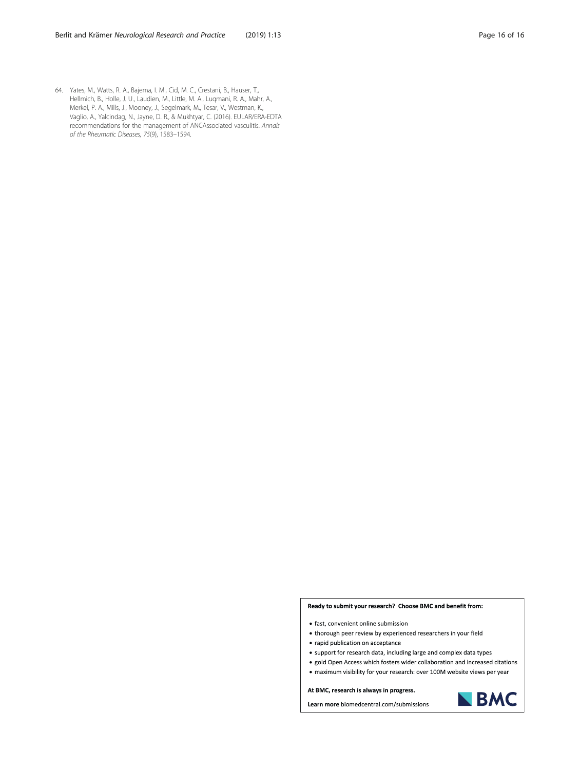64. Yates, M., Watts, R. A., Bajema, I. M., Cid, M. C., Crestani, B., Hauser, T., Hellmich, B., Holle, J. U., Laudien, M., Little, M. A., Luqmani, R. A., Mahr, A., Merkel, P. A., Mills, J., Mooney, J., Segelmark, M., Tesar, V., Westman, K., Vaglio, A., Yalcindag, N., Jayne, D. R., & Mukhtyar, C. (2016). EULAR/ERA-EDTA recommendations for the management of ANCAssociated vasculitis. *Annals of the Rheumatic Diseases, 75*(9), 1583–1594.

**Ready to submit your research? Choose BMC and benefit from:**

- fast, convenient online submission
- thorough peer review by experienced researchers in your field
- rapid publication on acceptance
- support for research data, including large and complex data types
- gold Open Access which fosters wider collaboration and increased citations
- maximum visibility for your research: over 100M website views per year

**At BMC, research is always in progress.**

**Learn more** biomedcentral.com/submissions